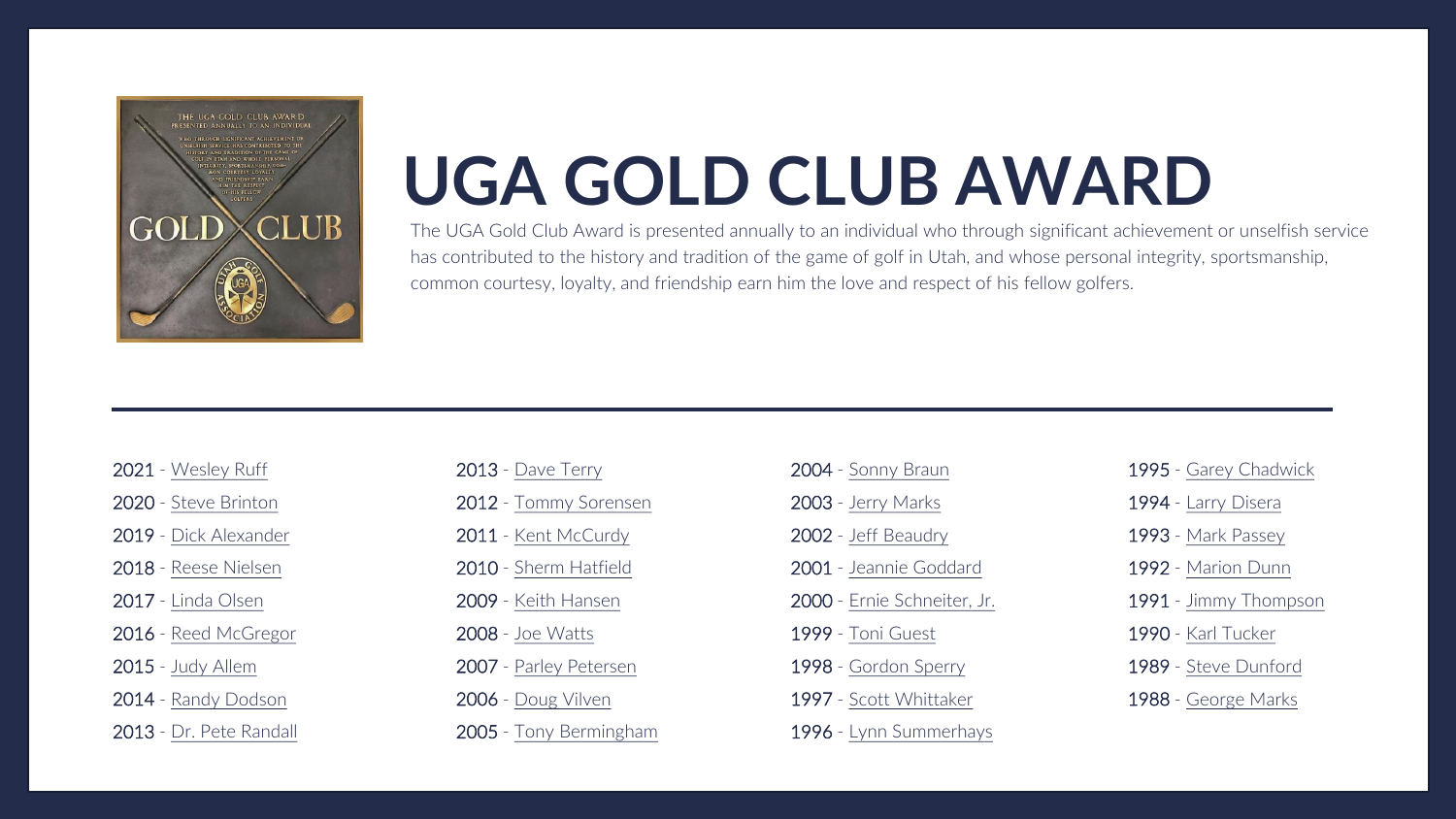# UGA GOLD CLUB AWARD

The UGA Gold Club Award is presented annually to an individual who through significant achievement or unselfish service has contributed to the history and tradition of the game of golf in Utah, and whose personal integrity, sportsmanship, common courtesy, loyalty, and friendship earn him the love and respect of his fellow golfers.

---

- 2021 - Wesley Ruff
- 2020 - Steve Brinton
- 2019 - Dick Alexander
- 2018 - Reese Nielsen
- 2017 - Linda Olsen
- 2016 - Reed McGregor
- 2015 - Judy Allem
- 2014 - Randy Dodson
- 2013 - Dr. Pete Randall
- 2013 - Dave Terry
- 2012 - Tommy Sorensen
- 2011 - Kent McCurdy
- 2010 - Sherm Hatfield
- 2009 - Keith Hansen
- 2008 - Joe Watts
- 2007 - Parley Petersen
- 2006 - Doug Vilven
- 2005 - Tony Bermingham
- 2004 - Sonny Braun
- 2003 - Jerry Marks
- 2002 - Jeff Beaudry
- 2001 - Jeannie Goddard
- 2000 - Ernie Schneiter, Jr.
- 1999 - Toni Guest
- 1998 - Gordon Sperry
- 1997 - Scott Whittaker
- 1996 - Lynn Summerhays
- 1995 - Garey Chadwick
- 1994 - Larry Disera
- 1993 - Mark Passey
- 1992 - Marion Dunn
- 1991 - Jimmy Thompson
- 1990 - Karl Tucker
- 1989 - Steve Dunford
- 1988 - George Marks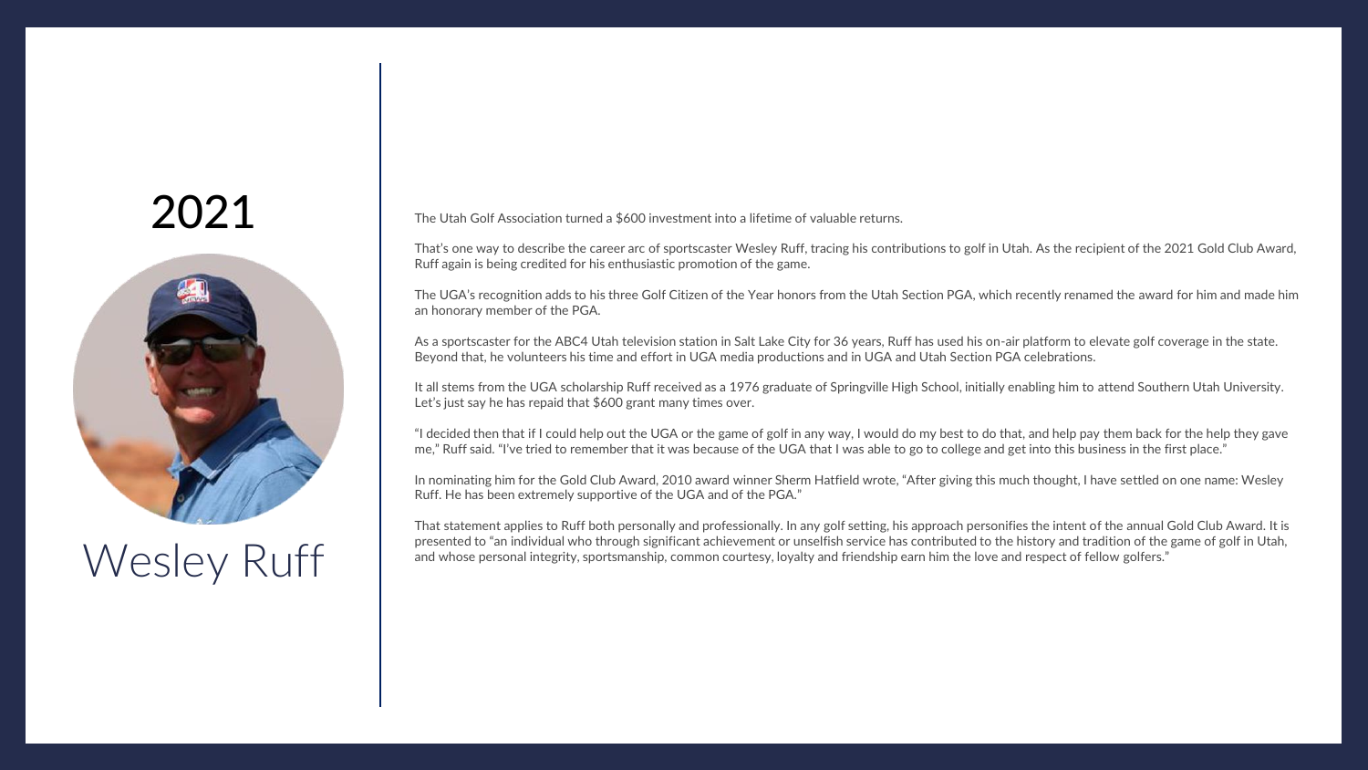# 2021

## Wesley Ruff

The Utah Golf Association turned a $600 investment into a lifetime of valuable returns.

That's one way to describe the career arc of sportscaster Wesley Ruff, tracing his contributions to golf in Utah. As the recipient of the 2021 Gold Club Award, Ruff again is being credited for his enthusiastic promotion of the game.

The UGA's recognition adds to his three Golf Citizen of the Year honors from the Utah Section PGA, which recently renamed the award for him and made him an honorary member of the PGA.

As a sportscaster for the ABC4 Utah television station in Salt Lake City for 36 years, Ruff has used his on-air platform to elevate golf coverage in the state. Beyond that, he volunteers his time and effort in UGA media productions and in UGA and Utah Section PGA celebrations.

It all stems from the UGA scholarship Ruff received as a 1976 graduate of Springville High School, initially enabling him to attend Southern Utah University. Let's just say he has repaid that $600 grant many times over.

"I decided then that if I could help out the UGA or the game of golf in any way, I would do my best to do that, and help pay them back for the help they gave me," Ruff said. "I've tried to remember that it was because of the UGA that I was able to go to college and get into this business in the first place."

In nominating him for the Gold Club Award, 2010 award winner Sherm Hatfield wrote, "After giving this much thought, I have settled on one name: Wesley Ruff. He has been extremely supportive of the UGA and of the PGA."

That statement applies to Ruff both personally and professionally. In any golf setting, his approach personifies the intent of the annual Gold Club Award. It is presented to "an individual who through significant achievement or unselfish service has contributed to the history and tradition of the game of golf in Utah, and whose personal integrity, sportsmanship, common courtesy, loyalty and friendship earn him the love and respect of fellow golfers."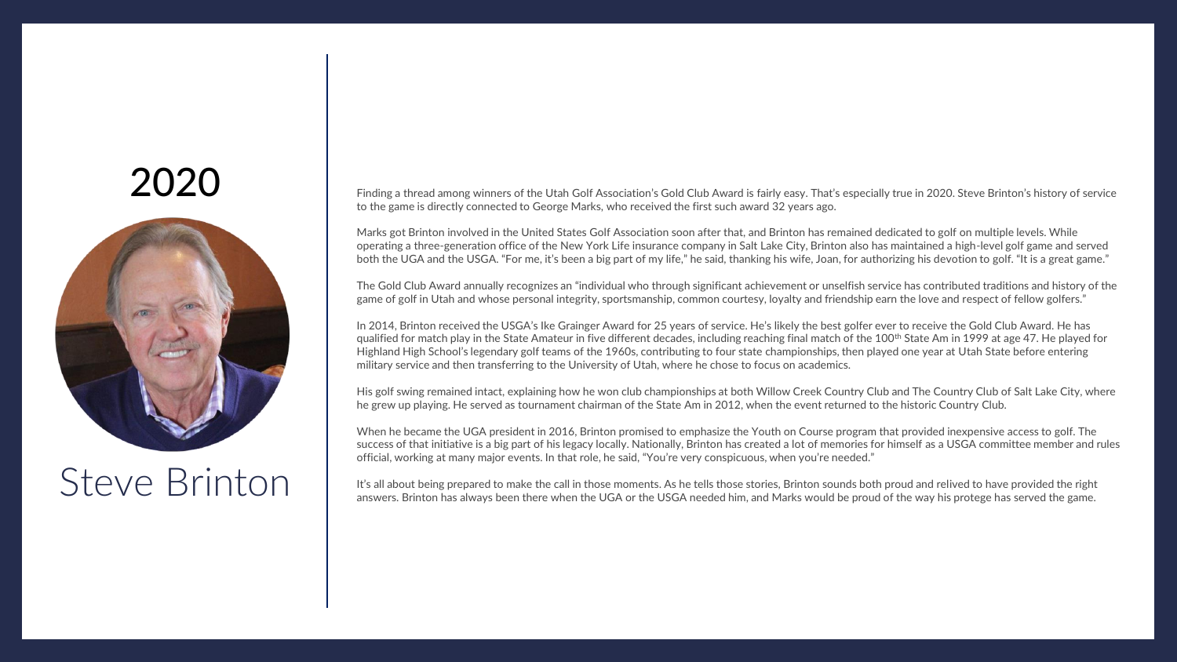# 2020

## Steve Brinton

Finding a thread among winners of the Utah Golf Association's Gold Club Award is fairly easy. That's especially true in 2020. Steve Brinton's history of service to the game is directly connected to George Marks, who received the first such award 32 years ago.

Marks got Brinton involved in the United States Golf Association soon after that, and Brinton has remained dedicated to golf on multiple levels. While operating a three-generation office of the New York Life insurance company in Salt Lake City, Brinton also has maintained a high-level golf game and served both the UGA and the USGA. "For me, it's been a big part of my life," he said, thanking his wife, Joan, for authorizing his devotion to golf. "It is a great game."

The Gold Club Award annually recognizes an "individual who through significant achievement or unselfish service has contributed traditions and history of the game of golf in Utah and whose personal integrity, sportsmanship, common courtesy, loyalty and friendship earn the love and respect of fellow golfers."

In 2014, Brinton received the USGA's Ike Grainger Award for 25 years of service. He's likely the best golfer ever to receive the Gold Club Award. He has qualified for match play in the State Amateur in five different decades, including reaching final match of the 100th State Am in 1999 at age 47. He played for Highland High School's legendary golf teams of the 1960s, contributing to four state championships, then played one year at Utah State before entering military service and then transferring to the University of Utah, where he chose to focus on academics.

His golf swing remained intact, explaining how he won club championships at both Willow Creek Country Club and The Country Club of Salt Lake City, where he grew up playing. He served as tournament chairman of the State Am in 2012, when the event returned to the historic Country Club.

When he became the UGA president in 2016, Brinton promised to emphasize the Youth on Course program that provided inexpensive access to golf. The success of that initiative is a big part of his legacy locally. Nationally, Brinton has created a lot of memories for himself as a USGA committee member and rules official, working at many major events. In that role, he said, "You're very conspicuous, when you're needed."

It's all about being prepared to make the call in those moments. As he tells those stories, Brinton sounds both proud and relived to have provided the right answers. Brinton has always been there when the UGA or the USGA needed him, and Marks would be proud of the way his protege has served the game.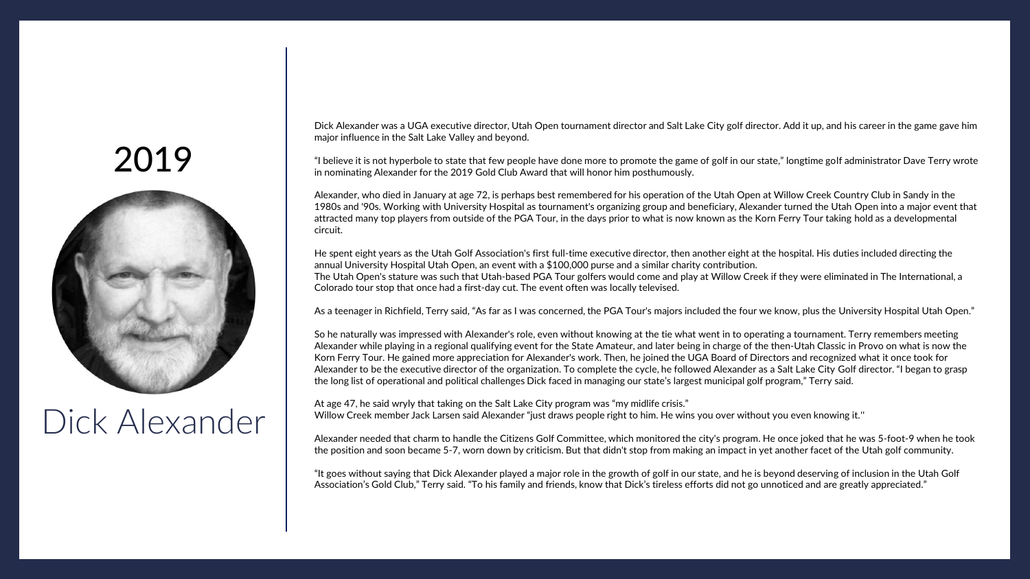# 2019

## Dick Alexander

Dick Alexander was a UGA executive director, Utah Open tournament director and Salt Lake City golf director. Add it up, and his career in the game gave him major influence in the Salt Lake Valley and beyond.

"I believe it is not hyperbole to state that few people have done more to promote the game of golf in our state," longtime golf administrator Dave Terry wrote in nominating Alexander for the 2019 Gold Club Award that will honor him posthumously.

Alexander, who died in January at age 72, is perhaps best remembered for his operation of the Utah Open at Willow Creek Country Club in Sandy in the 1980s and '90s. Working with University Hospital as tournament's organizing group and beneficiary, Alexander turned the Utah Open into a major event that attracted many top players from outside of the PGA Tour, in the days prior to what is now known as the Korn Ferry Tour taking hold as a developmental circuit.

He spent eight years as the Utah Golf Association's first full-time executive director, then another eight at the hospital. His duties included directing the annual University Hospital Utah Open, an event with a $100,000 purse and a similar charity contribution.
The Utah Open's stature was such that Utah-based PGA Tour golfers would come and play at Willow Creek if they were eliminated in The International, a Colorado tour stop that once had a first-day cut. The event often was locally televised.

As a teenager in Richfield, Terry said, "As far as I was concerned, the PGA Tour's majors included the four we know, plus the University Hospital Utah Open."

So he naturally was impressed with Alexander's role, even without knowing at the tie what went in to operating a tournament. Terry remembers meeting Alexander while playing in a regional qualifying event for the State Amateur, and later being in charge of the then-Utah Classic in Provo on what is now the Korn Ferry Tour. He gained more appreciation for Alexander's work. Then, he joined the UGA Board of Directors and recognized what it once took for Alexander to be the executive director of the organization. To complete the cycle, he followed Alexander as a Salt Lake City Golf director. "I began to grasp the long list of operational and political challenges Dick faced in managing our state's largest municipal golf program," Terry said.

At age 47, he said wryly that taking on the Salt Lake City program was "my midlife crisis."
Willow Creek member Jack Larsen said Alexander "just draws people right to him. He wins you over without you even knowing it."

Alexander needed that charm to handle the Citizens Golf Committee, which monitored the city's program. He once joked that he was 5-foot-9 when he took the position and soon became 5-7, worn down by criticism. But that didn't stop from making an impact in yet another facet of the Utah golf community.

"It goes without saying that Dick Alexander played a major role in the growth of golf in our state, and he is beyond deserving of inclusion in the Utah Golf Association's Gold Club," Terry said. "To his family and friends, know that Dick's tireless efforts did not go unnoticed and are greatly appreciated."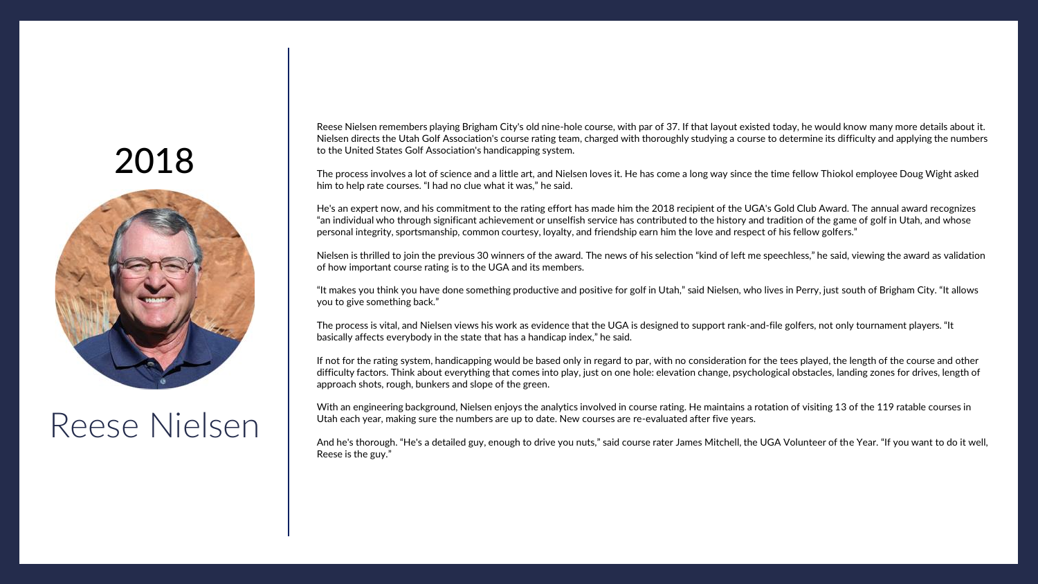# 2018

## Reese Nielsen

Reese Nielsen remembers playing Brigham City's old nine-hole course, with par of 37. If that layout existed today, he would know many more details about it. Nielsen directs the Utah Golf Association's course rating team, charged with thoroughly studying a course to determine its difficulty and applying the numbers to the United States Golf Association's handicapping system.

The process involves a lot of science and a little art, and Nielsen loves it. He has come a long way since the time fellow Thiokol employee Doug Wight asked him to help rate courses. "I had no clue what it was," he said.

He's an expert now, and his commitment to the rating effort has made him the 2018 recipient of the UGA's Gold Club Award. The annual award recognizes "an individual who through significant achievement or unselfish service has contributed to the history and tradition of the game of golf in Utah, and whose personal integrity, sportsmanship, common courtesy, loyalty, and friendship earn him the love and respect of his fellow golfers."

Nielsen is thrilled to join the previous 30 winners of the award. The news of his selection "kind of left me speechless," he said, viewing the award as validation of how important course rating is to the UGA and its members.

"It makes you think you have done something productive and positive for golf in Utah," said Nielsen, who lives in Perry, just south of Brigham City. "It allows you to give something back."

The process is vital, and Nielsen views his work as evidence that the UGA is designed to support rank-and-file golfers, not only tournament players. "It basically affects everybody in the state that has a handicap index," he said.

If not for the rating system, handicapping would be based only in regard to par, with no consideration for the tees played, the length of the course and other difficulty factors. Think about everything that comes into play, just on one hole: elevation change, psychological obstacles, landing zones for drives, length of approach shots, rough, bunkers and slope of the green.

With an engineering background, Nielsen enjoys the analytics involved in course rating. He maintains a rotation of visiting 13 of the 119 ratable courses in Utah each year, making sure the numbers are up to date. New courses are re-evaluated after five years.

And he's thorough. "He's a detailed guy, enough to drive you nuts," said course rater James Mitchell, the UGA Volunteer of the Year. "If you want to do it well, Reese is the guy."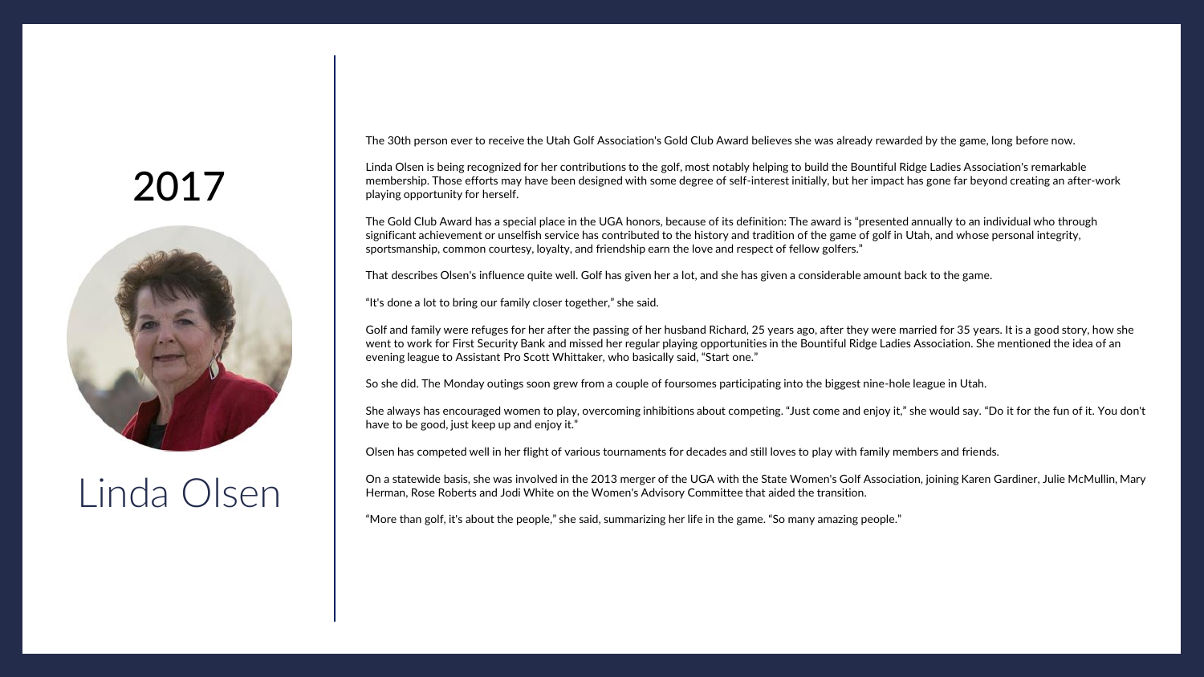# 2017

## Linda Olsen

The 30th person ever to receive the Utah Golf Association's Gold Club Award believes she was already rewarded by the game, long before now.

Linda Olsen is being recognized for her contributions to the golf, most notably helping to build the Bountiful Ridge Ladies Association's remarkable membership. Those efforts may have been designed with some degree of self-interest initially, but her impact has gone far beyond creating an after-work playing opportunity for herself.

The Gold Club Award has a special place in the UGA honors, because of its definition: The award is "presented annually to an individual who through significant achievement or unselfish service has contributed to the history and tradition of the game of golf in Utah, and whose personal integrity, sportsmanship, common courtesy, loyalty, and friendship earn the love and respect of fellow golfers."

That describes Olsen's influence quite well. Golf has given her a lot, and she has given a considerable amount back to the game.

"It's done a lot to bring our family closer together," she said.

Golf and family were refuges for her after the passing of her husband Richard, 25 years ago, after they were married for 35 years. It is a good story, how she went to work for First Security Bank and missed her regular playing opportunities in the Bountiful Ridge Ladies Association. She mentioned the idea of an evening league to Assistant Pro Scott Whittaker, who basically said, "Start one."

So she did. The Monday outings soon grew from a couple of foursomes participating into the biggest nine-hole league in Utah.

She always has encouraged women to play, overcoming inhibitions about competing. "Just come and enjoy it," she would say. "Do it for the fun of it. You don't have to be good, just keep up and enjoy it."

Olsen has competed well in her flight of various tournaments for decades and still loves to play with family members and friends.

On a statewide basis, she was involved in the 2013 merger of the UGA with the State Women's Golf Association, joining Karen Gardiner, Julie McMullin, Mary Herman, Rose Roberts and Jodi White on the Women's Advisory Committee that aided the transition.

"More than golf, it's about the people," she said, summarizing her life in the game. "So many amazing people."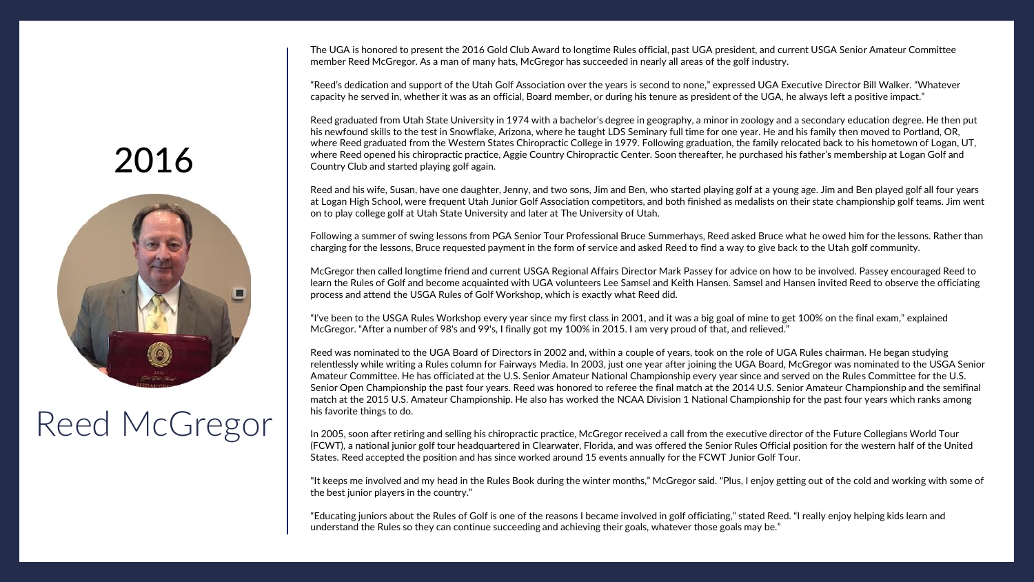# 2016

# Reed McGregor

The UGA is honored to present the 2016 Gold Club Award to longtime Rules official, past UGA president, and current USGA Senior Amateur Committee member Reed McGregor. As a man of many hats, McGregor has succeeded in nearly all areas of the golf industry.

"Reed's dedication and support of the Utah Golf Association over the years is second to none," expressed UGA Executive Director Bill Walker. "Whatever capacity he served in, whether it was as an official, Board member, or during his tenure as president of the UGA, he always left a positive impact."

Reed graduated from Utah State University in 1974 with a bachelor's degree in geography, a minor in zoology and a secondary education degree. He then put his newfound skills to the test in Snowflake, Arizona, where he taught LDS Seminary full time for one year. He and his family then moved to Portland, OR, where Reed graduated from the Western States Chiropractic College in 1979. Following graduation, the family relocated back to his hometown of Logan, UT, where Reed opened his chiropractic practice, Aggie Country Chiropractic Center. Soon thereafter, he purchased his father's membership at Logan Golf and Country Club and started playing golf again.

Reed and his wife, Susan, have one daughter, Jenny, and two sons, Jim and Ben, who started playing golf at a young age. Jim and Ben played golf all four years at Logan High School, were frequent Utah Junior Golf Association competitors, and both finished as medalists on their state championship golf teams. Jim went on to play college golf at Utah State University and later at The University of Utah.

Following a summer of swing lessons from PGA Senior Tour Professional Bruce Summerhays, Reed asked Bruce what he owed him for the lessons. Rather than charging for the lessons, Bruce requested payment in the form of service and asked Reed to find a way to give back to the Utah golf community.

McGregor then called longtime friend and current USGA Regional Affairs Director Mark Passey for advice on how to be involved. Passey encouraged Reed to learn the Rules of Golf and become acquainted with UGA volunteers Lee Samsel and Keith Hansen. Samsel and Hansen invited Reed to observe the officiating process and attend the USGA Rules of Golf Workshop, which is exactly what Reed did.

"I've been to the USGA Rules Workshop every year since my first class in 2001, and it was a big goal of mine to get 100% on the final exam," explained McGregor. "After a number of 98's and 99's, I finally got my 100% in 2015. I am very proud of that, and relieved."

Reed was nominated to the UGA Board of Directors in 2002 and, within a couple of years, took on the role of UGA Rules chairman. He began studying relentlessly while writing a Rules column for Fairways Media. In 2003, just one year after joining the UGA Board, McGregor was nominated to the USGA Senior Amateur Committee. He has officiated at the U.S. Senior Amateur National Championship every year since and served on the Rules Committee for the U.S. Senior Open Championship the past four years. Reed was honored to referee the final match at the 2014 U.S. Senior Amateur Championship and the semifinal match at the 2015 U.S. Amateur Championship. He also has worked the NCAA Division 1 National Championship for the past four years which ranks among his favorite things to do.

In 2005, soon after retiring and selling his chiropractic practice, McGregor received a call from the executive director of the Future Collegians World Tour (FCWT), a national junior golf tour headquartered in Clearwater, Florida, and was offered the Senior Rules Official position for the western half of the United States. Reed accepted the position and has since worked around 15 events annually for the FCWT Junior Golf Tour.

"It keeps me involved and my head in the Rules Book during the winter months," McGregor said. "Plus, I enjoy getting out of the cold and working with some of the best junior players in the country."

"Educating juniors about the Rules of Golf is one of the reasons I became involved in golf officiating," stated Reed. "I really enjoy helping kids learn and understand the Rules so they can continue succeeding and achieving their goals, whatever those goals may be."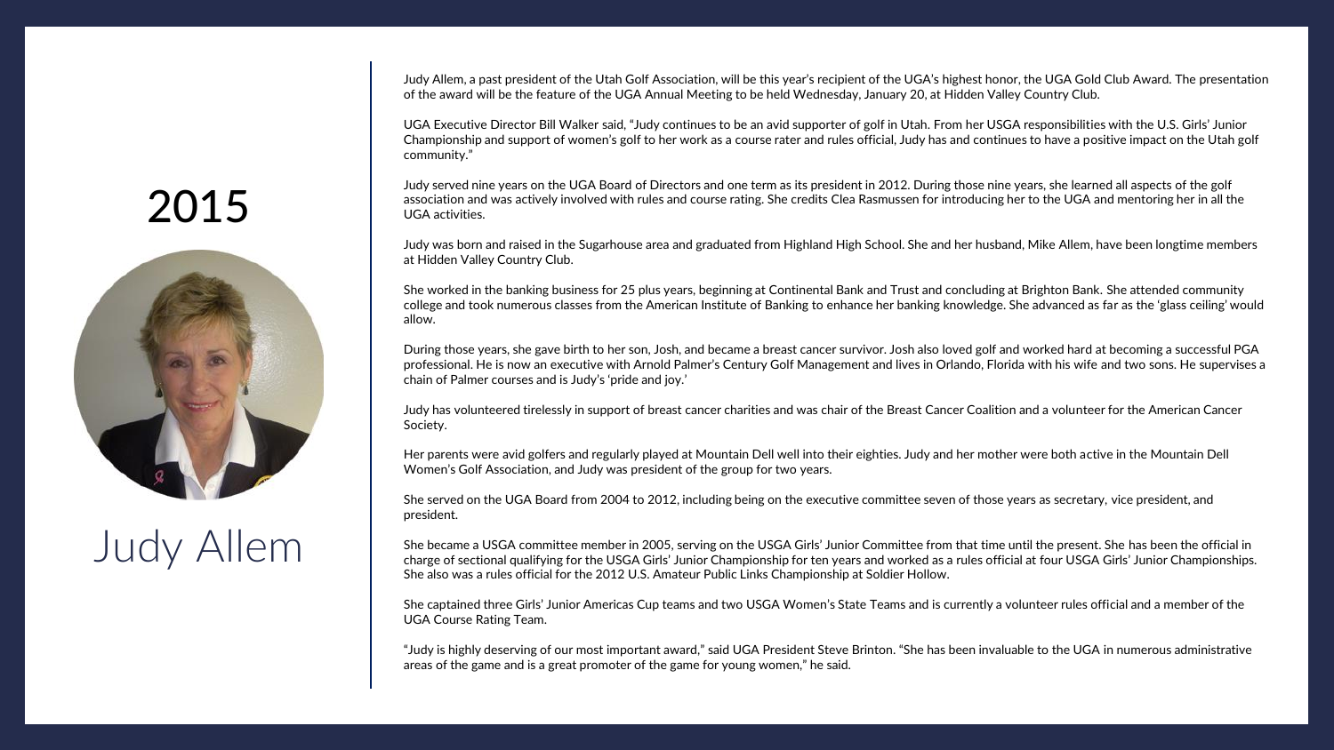# 2015

## Judy Allem

Judy Allem, a past president of the Utah Golf Association, will be this year's recipient of the UGA's highest honor, the UGA Gold Club Award. The presentation of the award will be the feature of the UGA Annual Meeting to be held Wednesday, January 20, at Hidden Valley Country Club.

UGA Executive Director Bill Walker said, "Judy continues to be an avid supporter of golf in Utah. From her USGA responsibilities with the U.S. Girls' Junior Championship and support of women's golf to her work as a course rater and rules official, Judy has and continues to have a positive impact on the Utah golf community."

Judy served nine years on the UGA Board of Directors and one term as its president in 2012. During those nine years, she learned all aspects of the golf association and was actively involved with rules and course rating. She credits Clea Rasmussen for introducing her to the UGA and mentoring her in all the UGA activities.

Judy was born and raised in the Sugarhouse area and graduated from Highland High School. She and her husband, Mike Allem, have been longtime members at Hidden Valley Country Club.

She worked in the banking business for 25 plus years, beginning at Continental Bank and Trust and concluding at Brighton Bank. She attended community college and took numerous classes from the American Institute of Banking to enhance her banking knowledge. She advanced as far as the 'glass ceiling' would allow.

During those years, she gave birth to her son, Josh, and became a breast cancer survivor. Josh also loved golf and worked hard at becoming a successful PGA professional. He is now an executive with Arnold Palmer's Century Golf Management and lives in Orlando, Florida with his wife and two sons. He supervises a chain of Palmer courses and is Judy's 'pride and joy.'

Judy has volunteered tirelessly in support of breast cancer charities and was chair of the Breast Cancer Coalition and a volunteer for the American Cancer Society.

Her parents were avid golfers and regularly played at Mountain Dell well into their eighties. Judy and her mother were both active in the Mountain Dell Women's Golf Association, and Judy was president of the group for two years.

She served on the UGA Board from 2004 to 2012, including being on the executive committee seven of those years as secretary, vice president, and president.

She became a USGA committee member in 2005, serving on the USGA Girls' Junior Committee from that time until the present. She has been the official in charge of sectional qualifying for the USGA Girls' Junior Championship for ten years and worked as a rules official at four USGA Girls' Junior Championships. She also was a rules official for the 2012 U.S. Amateur Public Links Championship at Soldier Hollow.

She captained three Girls' Junior Americas Cup teams and two USGA Women's State Teams and is currently a volunteer rules official and a member of the UGA Course Rating Team.

"Judy is highly deserving of our most important award," said UGA President Steve Brinton. "She has been invaluable to the UGA in numerous administrative areas of the game and is a great promoter of the game for young women," he said.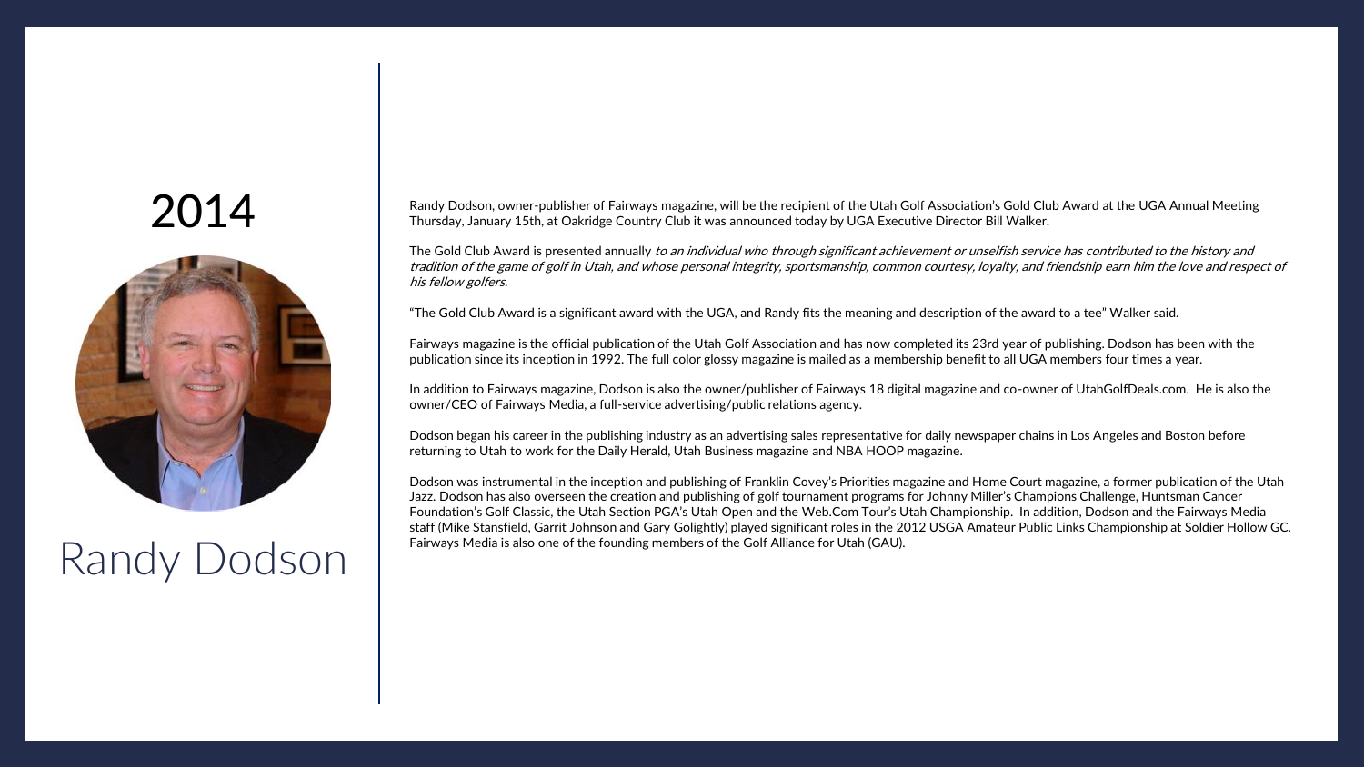# 2014

## Randy Dodson

Randy Dodson, owner-publisher of Fairways magazine, will be the recipient of the Utah Golf Association's Gold Club Award at the UGA Annual Meeting Thursday, January 15th, at Oakridge Country Club it was announced today by UGA Executive Director Bill Walker.

The Gold Club Award is presented annually *to an individual who through significant achievement or unselfish service has contributed to the history and tradition of the game of golf in Utah, and whose personal integrity, sportsmanship, common courtesy, loyalty, and friendship earn him the love and respect of his fellow golfers.*

"The Gold Club Award is a significant award with the UGA, and Randy fits the meaning and description of the award to a tee" Walker said.

Fairways magazine is the official publication of the Utah Golf Association and has now completed its 23rd year of publishing. Dodson has been with the publication since its inception in 1992. The full color glossy magazine is mailed as a membership benefit to all UGA members four times a year.

In addition to Fairways magazine, Dodson is also the owner/publisher of Fairways 18 digital magazine and co-owner of UtahGolfDeals.com. He is also the owner/CEO of Fairways Media, a full-service advertising/public relations agency.

Dodson began his career in the publishing industry as an advertising sales representative for daily newspaper chains in Los Angeles and Boston before returning to Utah to work for the Daily Herald, Utah Business magazine and NBA HOOP magazine.

Dodson was instrumental in the inception and publishing of Franklin Covey's Priorities magazine and Home Court magazine, a former publication of the Utah Jazz. Dodson has also overseen the creation and publishing of golf tournament programs for Johnny Miller's Champions Challenge, Huntsman Cancer Foundation's Golf Classic, the Utah Section PGA's Utah Open and the Web.Com Tour's Utah Championship. In addition, Dodson and the Fairways Media staff (Mike Stansfield, Garrit Johnson and Gary Golightly) played significant roles in the 2012 USGA Amateur Public Links Championship at Soldier Hollow GC. Fairways Media is also one of the founding members of the Golf Alliance for Utah (GAU).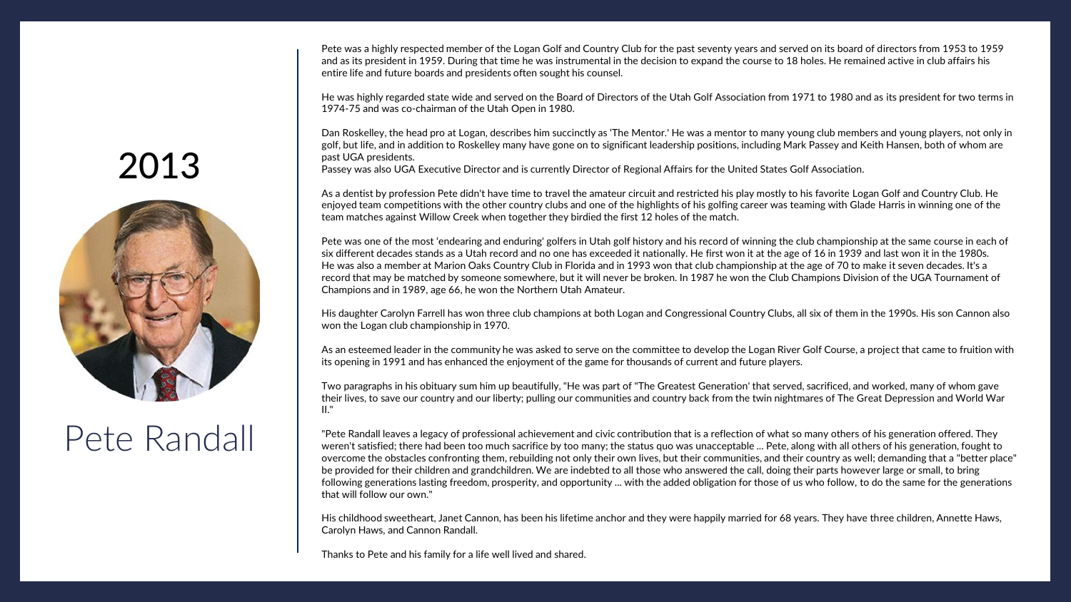# 2013

## Pete Randall

Pete was a highly respected member of the Logan Golf and Country Club for the past seventy years and served on its board of directors from 1953 to 1959 and as its president in 1959. During that time he was instrumental in the decision to expand the course to 18 holes. He remained active in club affairs his entire life and future boards and presidents often sought his counsel.

He was highly regarded state wide and served on the Board of Directors of the Utah Golf Association from 1971 to 1980 and as its president for two terms in 1974-75 and was co-chairman of the Utah Open in 1980.

Dan Roskelley, the head pro at Logan, describes him succinctly as 'The Mentor.' He was a mentor to many young club members and young players, not only in golf, but life, and in addition to Roskelley many have gone on to significant leadership positions, including Mark Passey and Keith Hansen, both of whom are past UGA presidents.
Passey was also UGA Executive Director and is currently Director of Regional Affairs for the United States Golf Association.

As a dentist by profession Pete didn't have time to travel the amateur circuit and restricted his play mostly to his favorite Logan Golf and Country Club. He enjoyed team competitions with the other country clubs and one of the highlights of his golfing career was teaming with Glade Harris in winning one of the team matches against Willow Creek when together they birdied the first 12 holes of the match.

Pete was one of the most 'endearing and enduring' golfers in Utah golf history and his record of winning the club championship at the same course in each of six different decades stands as a Utah record and no one has exceeded it nationally. He first won it at the age of 16 in 1939 and last won it in the 1980s. He was also a member at Marion Oaks Country Club in Florida and in 1993 won that club championship at the age of 70 to make it seven decades. It's a record that may be matched by someone somewhere, but it will never be broken. In 1987 he won the Club Champions Division of the UGA Tournament of Champions and in 1989, age 66, he won the Northern Utah Amateur.

His daughter Carolyn Farrell has won three club champions at both Logan and Congressional Country Clubs, all six of them in the 1990s. His son Cannon also won the Logan club championship in 1970.

As an esteemed leader in the community he was asked to serve on the committee to develop the Logan River Golf Course, a project that came to fruition with its opening in 1991 and has enhanced the enjoyment of the game for thousands of current and future players.

Two paragraphs in his obituary sum him up beautifully, "He was part of "The Greatest Generation' that served, sacrificed, and worked, many of whom gave their lives, to save our country and our liberty; pulling our communities and country back from the twin nightmares of The Great Depression and World War II."

"Pete Randall leaves a legacy of professional achievement and civic contribution that is a reflection of what so many others of his generation offered. They weren't satisfied; there had been too much sacrifice by too many; the status quo was unacceptable ... Pete, along with all others of his generation, fought to overcome the obstacles confronting them, rebuilding not only their own lives, but their communities, and their country as well; demanding that a "better place" be provided for their children and grandchildren. We are indebted to all those who answered the call, doing their parts however large or small, to bring following generations lasting freedom, prosperity, and opportunity ... with the added obligation for those of us who follow, to do the same for the generations that will follow our own."

His childhood sweetheart, Janet Cannon, has been his lifetime anchor and they were happily married for 68 years. They have three children, Annette Haws, Carolyn Haws, and Cannon Randall.

Thanks to Pete and his family for a life well lived and shared.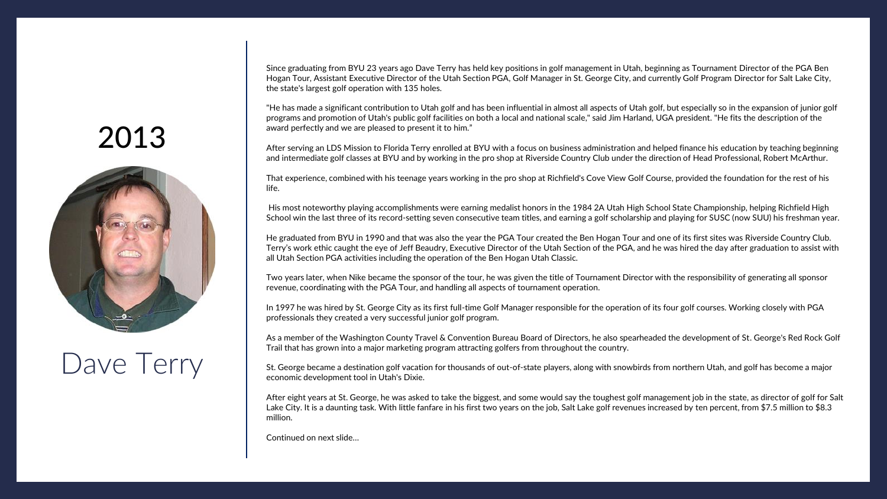# 2013

# Dave Terry

Since graduating from BYU 23 years ago Dave Terry has held key positions in golf management in Utah, beginning as Tournament Director of the PGA Ben Hogan Tour, Assistant Executive Director of the Utah Section PGA, Golf Manager in St. George City, and currently Golf Program Director for Salt Lake City, the state's largest golf operation with 135 holes.

"He has made a significant contribution to Utah golf and has been influential in almost all aspects of Utah golf, but especially so in the expansion of junior golf programs and promotion of Utah's public golf facilities on both a local and national scale," said Jim Harland, UGA president. "He fits the description of the award perfectly and we are pleased to present it to him."

After serving an LDS Mission to Florida Terry enrolled at BYU with a focus on business administration and helped finance his education by teaching beginning and intermediate golf classes at BYU and by working in the pro shop at Riverside Country Club under the direction of Head Professional, Robert McArthur.

That experience, combined with his teenage years working in the pro shop at Richfield's Cove View Golf Course, provided the foundation for the rest of his life.

His most noteworthy playing accomplishments were earning medalist honors in the 1984 2A Utah High School State Championship, helping Richfield High School win the last three of its record-setting seven consecutive team titles, and earning a golf scholarship and playing for SUSC (now SUU) his freshman year.

He graduated from BYU in 1990 and that was also the year the PGA Tour created the Ben Hogan Tour and one of its first sites was Riverside Country Club. Terry's work ethic caught the eye of Jeff Beaudry, Executive Director of the Utah Section of the PGA, and he was hired the day after graduation to assist with all Utah Section PGA activities including the operation of the Ben Hogan Utah Classic.

Two years later, when Nike became the sponsor of the tour, he was given the title of Tournament Director with the responsibility of generating all sponsor revenue, coordinating with the PGA Tour, and handling all aspects of tournament operation.

In 1997 he was hired by St. George City as its first full-time Golf Manager responsible for the operation of its four golf courses. Working closely with PGA professionals they created a very successful junior golf program.

As a member of the Washington County Travel & Convention Bureau Board of Directors, he also spearheaded the development of St. George's Red Rock Golf Trail that has grown into a major marketing program attracting golfers from throughout the country.

St. George became a destination golf vacation for thousands of out-of-state players, along with snowbirds from northern Utah, and golf has become a major economic development tool in Utah's Dixie.

After eight years at St. George, he was asked to take the biggest, and some would say the toughest golf management job in the state, as director of golf for Salt Lake City. It is a daunting task. With little fanfare in his first two years on the job, Salt Lake golf revenues increased by ten percent, from $7.5 million to $8.3 million.

Continued on next slide...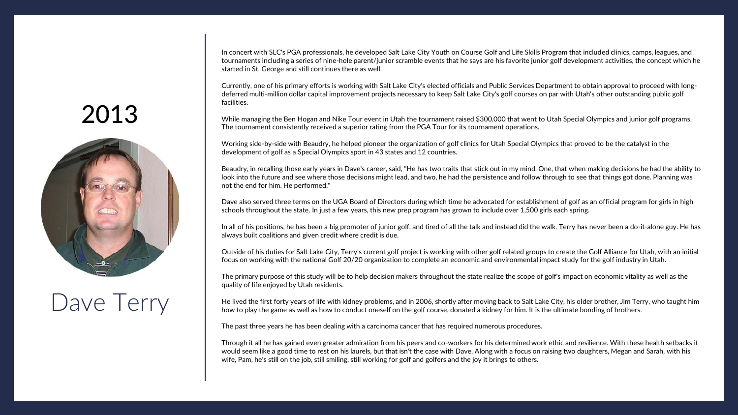# 2013

## Dave Terry

In concert with SLC's PGA professionals, he developed Salt Lake City Youth on Course Golf and Life Skills Program that included clinics, camps, leagues, and tournaments including a series of nine-hole parent/junior scramble events that he says are his favorite junior golf development activities, the concept which he started in St. George and still continues there as well.

Currently, one of his primary efforts is working with Salt Lake City's elected officials and Public Services Department to obtain approval to proceed with long-deferred multi-million dollar capital improvement projects necessary to keep Salt Lake City's golf courses on par with Utah's other outstanding public golf facilities.

While managing the Ben Hogan and Nike Tour event in Utah the tournament raised $300,000 that went to Utah Special Olympics and junior golf programs. The tournament consistently received a superior rating from the PGA Tour for its tournament operations.

Working side-by-side with Beaudry, he helped pioneer the organization of golf clinics for Utah Special Olympics that proved to be the catalyst in the development of golf as a Special Olympics sport in 43 states and 12 countries.

Beaudry, in recalling those early years in Dave's career, said, "He has two traits that stick out in my mind. One, that when making decisions he had the ability to look into the future and see where those decisions might lead, and two, he had the persistence and follow through to see that things got done. Planning was not the end for him. He performed."

Dave also served three terms on the UGA Board of Directors during which time he advocated for establishment of golf as an official program for girls in high schools throughout the state. In just a few years, this new prep program has grown to include over 1,500 girls each spring.

In all of his positions, he has been a big promoter of junior golf, and tired of all the talk and instead did the walk. Terry has never been a do-it-alone guy. He has always built coalitions and given credit where credit is due.

Outside of his duties for Salt Lake City, Terry's current golf project is working with other golf related groups to create the Golf Alliance for Utah, with an initial focus on working with the national Golf 20/20 organization to complete an economic and environmental impact study for the golf industry in Utah.

The primary purpose of this study will be to help decision makers throughout the state realize the scope of golf's impact on economic vitality as well as the quality of life enjoyed by Utah residents.

He lived the first forty years of life with kidney problems, and in 2006, shortly after moving back to Salt Lake City, his older brother, Jim Terry, who taught him how to play the game as well as how to conduct oneself on the golf course, donated a kidney for him. It is the ultimate bonding of brothers.

The past three years he has been dealing with a carcinoma cancer that has required numerous procedures.

Through it all he has gained even greater admiration from his peers and co-workers for his determined work ethic and resilience. With these health setbacks it would seem like a good time to rest on his laurels, but that isn't the case with Dave. Along with a focus on raising two daughters, Megan and Sarah, with his wife, Pam, he's still on the job, still smiling, still working for golf and golfers and the joy it brings to others.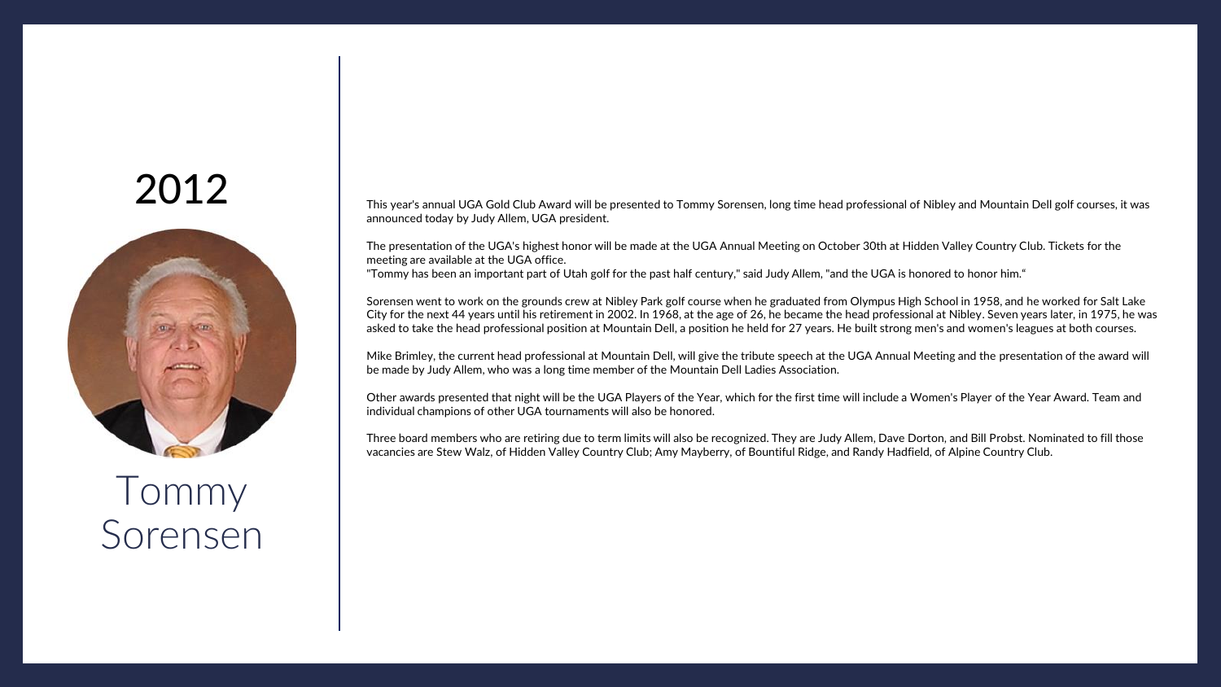## 2012

## Tommy Sorensen

This year's annual UGA Gold Club Award will be presented to Tommy Sorensen, long time head professional of Nibley and Mountain Dell golf courses, it was announced today by Judy Allem, UGA president.

The presentation of the UGA's highest honor will be made at the UGA Annual Meeting on October 30th at Hidden Valley Country Club. Tickets for the meeting are available at the UGA office.
"Tommy has been an important part of Utah golf for the past half century," said Judy Allem, "and the UGA is honored to honor him."

Sorensen went to work on the grounds crew at Nibley Park golf course when he graduated from Olympus High School in 1958, and he worked for Salt Lake City for the next 44 years until his retirement in 2002. In 1968, at the age of 26, he became the head professional at Nibley. Seven years later, in 1975, he was asked to take the head professional position at Mountain Dell, a position he held for 27 years. He built strong men's and women's leagues at both courses.

Mike Brimley, the current head professional at Mountain Dell, will give the tribute speech at the UGA Annual Meeting and the presentation of the award will be made by Judy Allem, who was a long time member of the Mountain Dell Ladies Association.

Other awards presented that night will be the UGA Players of the Year, which for the first time will include a Women's Player of the Year Award. Team and individual champions of other UGA tournaments will also be honored.

Three board members who are retiring due to term limits will also be recognized. They are Judy Allem, Dave Dorton, and Bill Probst. Nominated to fill those vacancies are Stew Walz, of Hidden Valley Country Club; Amy Mayberry, of Bountiful Ridge, and Randy Hadfield, of Alpine Country Club.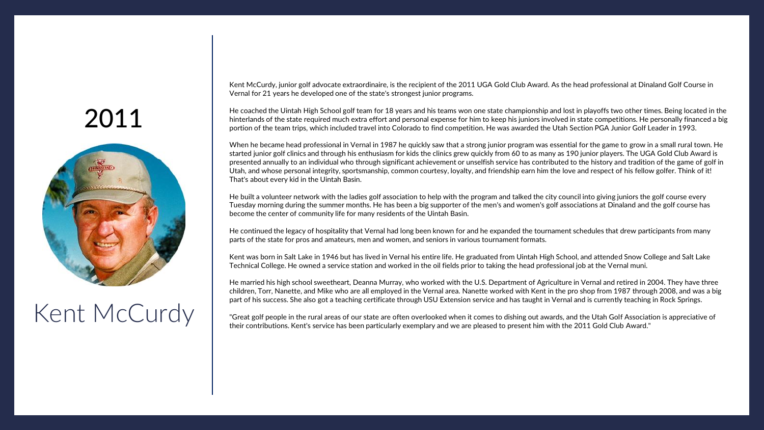# 2011

# Kent McCurdy

Kent McCurdy, junior golf advocate extraordinaire, is the recipient of the 2011 UGA Gold Club Award. As the head professional at Dinaland Golf Course in Vernal for 21 years he developed one of the state's strongest junior programs.

He coached the Uintah High School golf team for 18 years and his teams won one state championship and lost in playoffs two other times. Being located in the hinterlands of the state required much extra effort and personal expense for him to keep his juniors involved in state competitions. He personally financed a big portion of the team trips, which included travel into Colorado to find competition. He was awarded the Utah Section PGA Junior Golf Leader in 1993.

When he became head professional in Vernal in 1987 he quickly saw that a strong junior program was essential for the game to grow in a small rural town. He started junior golf clinics and through his enthusiasm for kids the clinics grew quickly from 60 to as many as 190 junior players. The UGA Gold Club Award is presented annually to an individual who through significant achievement or unselfish service has contributed to the history and tradition of the game of golf in Utah, and whose personal integrity, sportsmanship, common courtesy, loyalty, and friendship earn him the love and respect of his fellow golfer. Think of it! That's about every kid in the Uintah Basin.

He built a volunteer network with the ladies golf association to help with the program and talked the city council into giving juniors the golf course every Tuesday morning during the summer months. He has been a big supporter of the men's and women's golf associations at Dinaland and the golf course has become the center of community life for many residents of the Uintah Basin.

He continued the legacy of hospitality that Vernal had long been known for and he expanded the tournament schedules that drew participants from many parts of the state for pros and amateurs, men and women, and seniors in various tournament formats.

Kent was born in Salt Lake in 1946 but has lived in Vernal his entire life. He graduated from Uintah High School, and attended Snow College and Salt Lake Technical College. He owned a service station and worked in the oil fields prior to taking the head professional job at the Vernal muni.

He married his high school sweetheart, Deanna Murray, who worked with the U.S. Department of Agriculture in Vernal and retired in 2004. They have three children, Torr, Nanette, and Mike who are all employed in the Vernal area. Nanette worked with Kent in the pro shop from 1987 through 2008, and was a big part of his success. She also got a teaching certificate through USU Extension service and has taught in Vernal and is currently teaching in Rock Springs.

"Great golf people in the rural areas of our state are often overlooked when it comes to dishing out awards, and the Utah Golf Association is appreciative of their contributions. Kent's service has been particularly exemplary and we are pleased to present him with the 2011 Gold Club Award."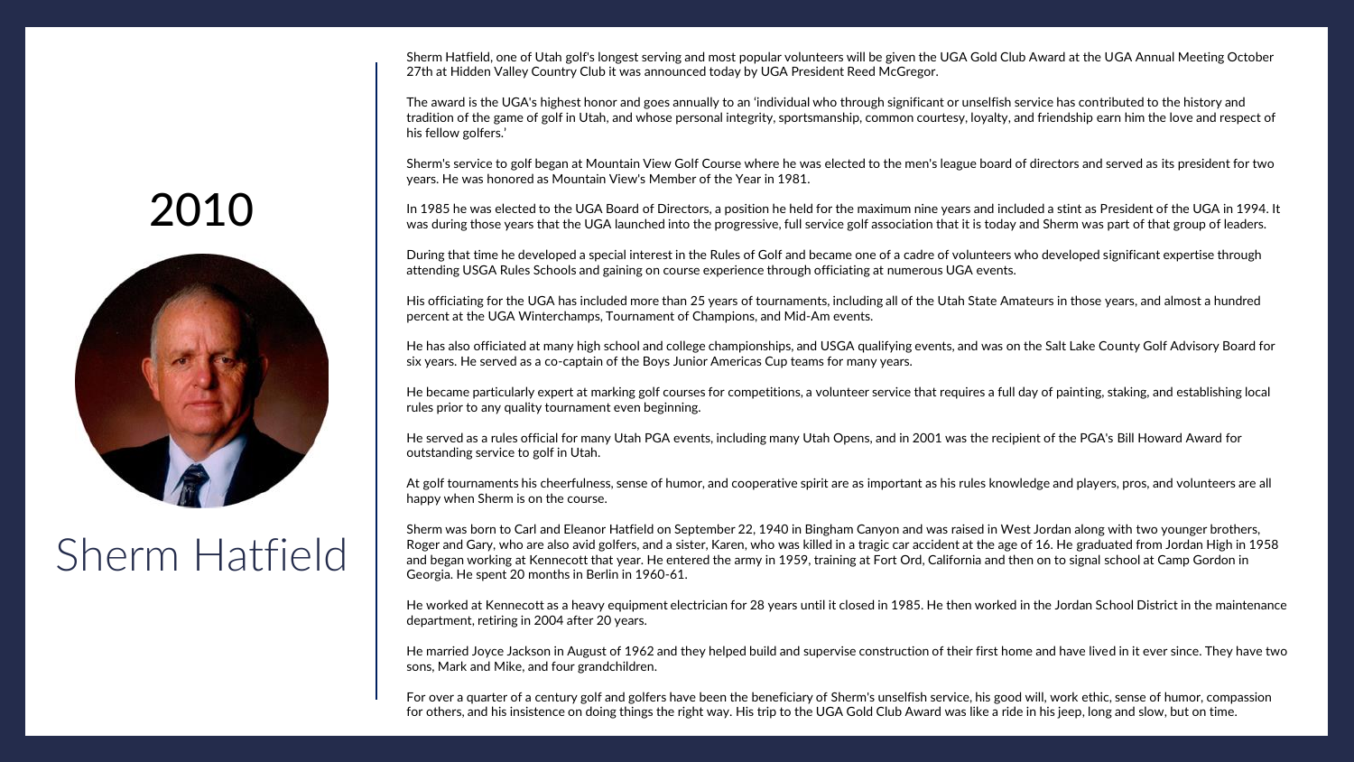# 2010

## Sherm Hatfield

Sherm Hatfield, one of Utah golf's longest serving and most popular volunteers will be given the UGA Gold Club Award at the UGA Annual Meeting October 27th at Hidden Valley Country Club it was announced today by UGA President Reed McGregor.

The award is the UGA's highest honor and goes annually to an 'individual who through significant or unselfish service has contributed to the history and tradition of the game of golf in Utah, and whose personal integrity, sportsmanship, common courtesy, loyalty, and friendship earn him the love and respect of his fellow golfers.'

Sherm's service to golf began at Mountain View Golf Course where he was elected to the men's league board of directors and served as its president for two years. He was honored as Mountain View's Member of the Year in 1981.

In 1985 he was elected to the UGA Board of Directors, a position he held for the maximum nine years and included a stint as President of the UGA in 1994. It was during those years that the UGA launched into the progressive, full service golf association that it is today and Sherm was part of that group of leaders.

During that time he developed a special interest in the Rules of Golf and became one of a cadre of volunteers who developed significant expertise through attending USGA Rules Schools and gaining on course experience through officiating at numerous UGA events.

His officiating for the UGA has included more than 25 years of tournaments, including all of the Utah State Amateurs in those years, and almost a hundred percent at the UGA Winterchamps, Tournament of Champions, and Mid-Am events.

He has also officiated at many high school and college championships, and USGA qualifying events, and was on the Salt Lake County Golf Advisory Board for six years. He served as a co-captain of the Boys Junior Americas Cup teams for many years.

He became particularly expert at marking golf courses for competitions, a volunteer service that requires a full day of painting, staking, and establishing local rules prior to any quality tournament even beginning.

He served as a rules official for many Utah PGA events, including many Utah Opens, and in 2001 was the recipient of the PGA's Bill Howard Award for outstanding service to golf in Utah.

At golf tournaments his cheerfulness, sense of humor, and cooperative spirit are as important as his rules knowledge and players, pros, and volunteers are all happy when Sherm is on the course.

Sherm was born to Carl and Eleanor Hatfield on September 22, 1940 in Bingham Canyon and was raised in West Jordan along with two younger brothers, Roger and Gary, who are also avid golfers, and a sister, Karen, who was killed in a tragic car accident at the age of 16. He graduated from Jordan High in 1958 and began working at Kennecott that year. He entered the army in 1959, training at Fort Ord, California and then on to signal school at Camp Gordon in Georgia. He spent 20 months in Berlin in 1960-61.

He worked at Kennecott as a heavy equipment electrician for 28 years until it closed in 1985. He then worked in the Jordan School District in the maintenance department, retiring in 2004 after 20 years.

He married Joyce Jackson in August of 1962 and they helped build and supervise construction of their first home and have lived in it ever since. They have two sons, Mark and Mike, and four grandchildren.

For over a quarter of a century golf and golfers have been the beneficiary of Sherm's unselfish service, his good will, work ethic, sense of humor, compassion for others, and his insistence on doing things the right way. His trip to the UGA Gold Club Award was like a ride in his jeep, long and slow, but on time.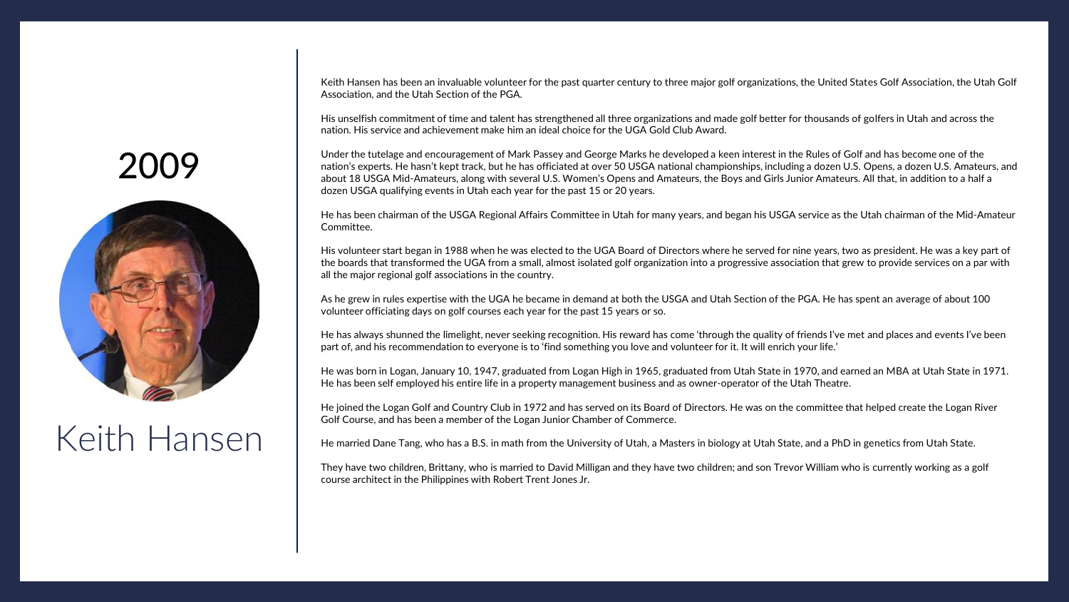# 2009

# Keith Hansen

Keith Hansen has been an invaluable volunteer for the past quarter century to three major golf organizations, the United States Golf Association, the Utah Golf Association, and the Utah Section of the PGA.

His unselfish commitment of time and talent has strengthened all three organizations and made golf better for thousands of golfers in Utah and across the nation. His service and achievement make him an ideal choice for the UGA Gold Club Award.

Under the tutelage and encouragement of Mark Passey and George Marks he developed a keen interest in the Rules of Golf and has become one of the nation's experts. He hasn't kept track, but he has officiated at over 50 USGA national championships, including a dozen U.S. Opens, a dozen U.S. Amateurs, and about 18 USGA Mid-Amateurs, along with several U.S. Women's Opens and Amateurs, the Boys and Girls Junior Amateurs. All that, in addition to a half a dozen USGA qualifying events in Utah each year for the past 15 or 20 years.

He has been chairman of the USGA Regional Affairs Committee in Utah for many years, and began his USGA service as the Utah chairman of the Mid-Amateur Committee.

His volunteer start began in 1988 when he was elected to the UGA Board of Directors where he served for nine years, two as president. He was a key part of the boards that transformed the UGA from a small, almost isolated golf organization into a progressive association that grew to provide services on a par with all the major regional golf associations in the country.

As he grew in rules expertise with the UGA he became in demand at both the USGA and Utah Section of the PGA. He has spent an average of about 100 volunteer officiating days on golf courses each year for the past 15 years or so.

He has always shunned the limelight, never seeking recognition. His reward has come 'through the quality of friends I've met and places and events I've been part of, and his recommendation to everyone is to 'find something you love and volunteer for it. It will enrich your life.'

He was born in Logan, January 10, 1947, graduated from Logan High in 1965, graduated from Utah State in 1970, and earned an MBA at Utah State in 1971. He has been self employed his entire life in a property management business and as owner-operator of the Utah Theatre.

He joined the Logan Golf and Country Club in 1972 and has served on its Board of Directors. He was on the committee that helped create the Logan River Golf Course, and has been a member of the Logan Junior Chamber of Commerce.

He married Dane Tang, who has a B.S. in math from the University of Utah, a Masters in biology at Utah State, and a PhD in genetics from Utah State.

They have two children, Brittany, who is married to David Milligan and they have two children; and son Trevor William who is currently working as a golf course architect in the Philippines with Robert Trent Jones Jr.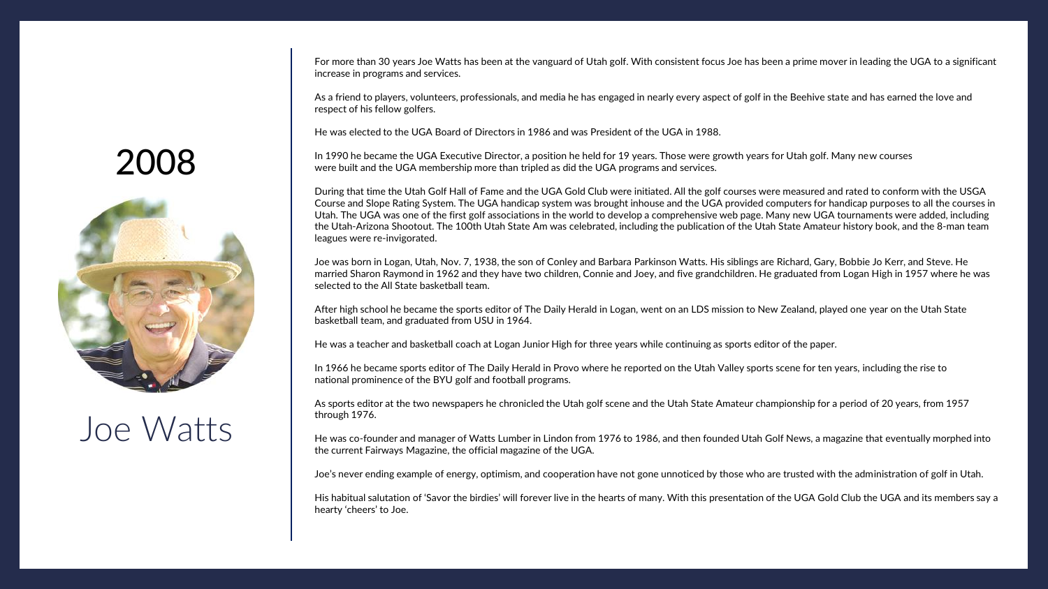# 2008

# Joe Watts

For more than 30 years Joe Watts has been at the vanguard of Utah golf. With consistent focus Joe has been a prime mover in leading the UGA to a significant increase in programs and services.

As a friend to players, volunteers, professionals, and media he has engaged in nearly every aspect of golf in the Beehive state and has earned the love and respect of his fellow golfers.

He was elected to the UGA Board of Directors in 1986 and was President of the UGA in 1988.

In 1990 he became the UGA Executive Director, a position he held for 19 years. Those were growth years for Utah golf. Many new courses were built and the UGA membership more than tripled as did the UGA programs and services.

During that time the Utah Golf Hall of Fame and the UGA Gold Club were initiated. All the golf courses were measured and rated to conform with the USGA Course and Slope Rating System. The UGA handicap system was brought inhouse and the UGA provided computers for handicap purposes to all the courses in Utah. The UGA was one of the first golf associations in the world to develop a comprehensive web page. Many new UGA tournaments were added, including the Utah-Arizona Shootout. The 100th Utah State Am was celebrated, including the publication of the Utah State Amateur history book, and the 8-man team leagues were re-invigorated.

Joe was born in Logan, Utah, Nov. 7, 1938, the son of Conley and Barbara Parkinson Watts. His siblings are Richard, Gary, Bobbie Jo Kerr, and Steve. He married Sharon Raymond in 1962 and they have two children, Connie and Joey, and five grandchildren. He graduated from Logan High in 1957 where he was selected to the All State basketball team.

After high school he became the sports editor of The Daily Herald in Logan, went on an LDS mission to New Zealand, played one year on the Utah State basketball team, and graduated from USU in 1964.

He was a teacher and basketball coach at Logan Junior High for three years while continuing as sports editor of the paper.

In 1966 he became sports editor of The Daily Herald in Provo where he reported on the Utah Valley sports scene for ten years, including the rise to national prominence of the BYU golf and football programs.

As sports editor at the two newspapers he chronicled the Utah golf scene and the Utah State Amateur championship for a period of 20 years, from 1957 through 1976.

He was co-founder and manager of Watts Lumber in Lindon from 1976 to 1986, and then founded Utah Golf News, a magazine that eventually morphed into the current Fairways Magazine, the official magazine of the UGA.

Joe's never ending example of energy, optimism, and cooperation have not gone unnoticed by those who are trusted with the administration of golf in Utah.

His habitual salutation of 'Savor the birdies' will forever live in the hearts of many. With this presentation of the UGA Gold Club the UGA and its members say a hearty 'cheers' to Joe.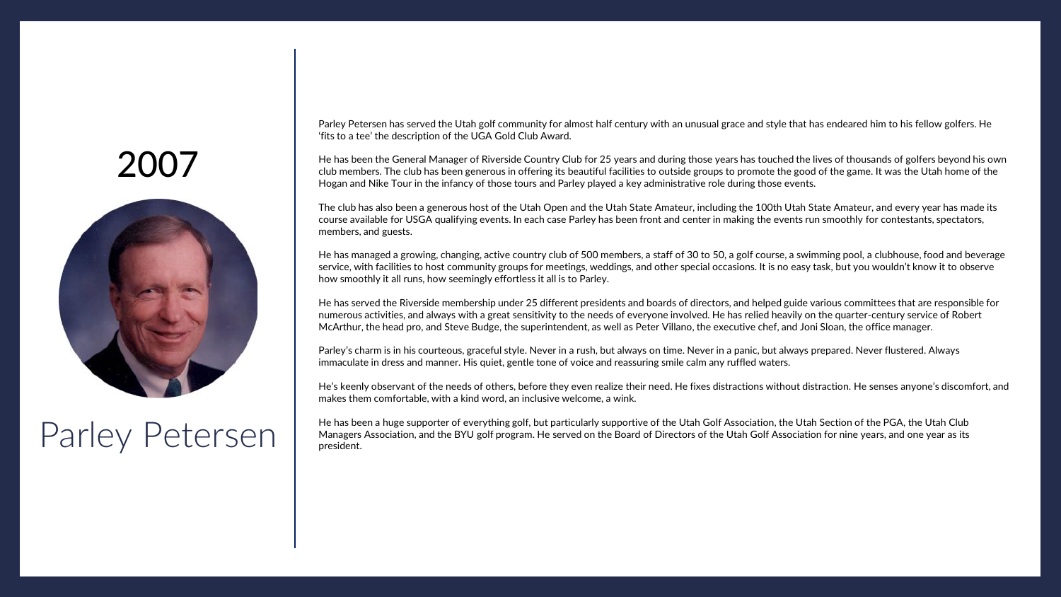# 2007

# Parley Petersen

Parley Petersen has served the Utah golf community for almost half century with an unusual grace and style that has endeared him to his fellow golfers. He 'fits to a tee' the description of the UGA Gold Club Award.

He has been the General Manager of Riverside Country Club for 25 years and during those years has touched the lives of thousands of golfers beyond his own club members. The club has been generous in offering its beautiful facilities to outside groups to promote the good of the game. It was the Utah home of the Hogan and Nike Tour in the infancy of those tours and Parley played a key administrative role during those events.

The club has also been a generous host of the Utah Open and the Utah State Amateur, including the 100th Utah State Amateur, and every year has made its course available for USGA qualifying events. In each case Parley has been front and center in making the events run smoothly for contestants, spectators, members, and guests.

He has managed a growing, changing, active country club of 500 members, a staff of 30 to 50, a golf course, a swimming pool, a clubhouse, food and beverage service, with facilities to host community groups for meetings, weddings, and other special occasions. It is no easy task, but you wouldn't know it to observe how smoothly it all runs, how seemingly effortless it all is to Parley.

He has served the Riverside membership under 25 different presidents and boards of directors, and helped guide various committees that are responsible for numerous activities, and always with a great sensitivity to the needs of everyone involved. He has relied heavily on the quarter-century service of Robert McArthur, the head pro, and Steve Budge, the superintendent, as well as Peter Villano, the executive chef, and Joni Sloan, the office manager.

Parley's charm is in his courteous, graceful style. Never in a rush, but always on time. Never in a panic, but always prepared. Never flustered. Always immaculate in dress and manner. His quiet, gentle tone of voice and reassuring smile calm any ruffled waters.

He's keenly observant of the needs of others, before they even realize their need. He fixes distractions without distraction. He senses anyone's discomfort, and makes them comfortable, with a kind word, an inclusive welcome, a wink.

He has been a huge supporter of everything golf, but particularly supportive of the Utah Golf Association, the Utah Section of the PGA, the Utah Club Managers Association, and the BYU golf program. He served on the Board of Directors of the Utah Golf Association for nine years, and one year as its president.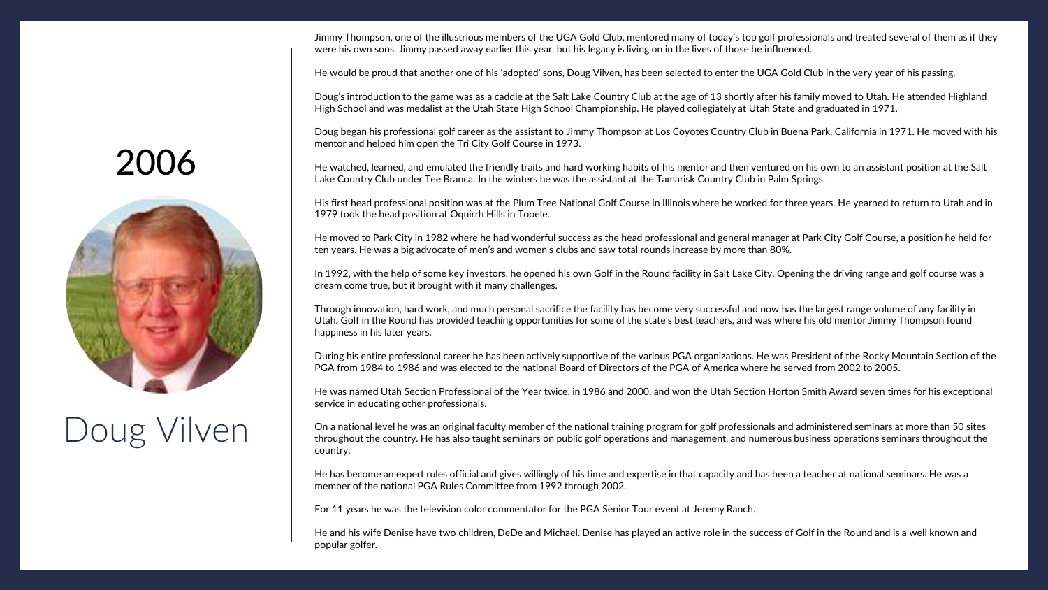# 2006

# Doug Vilven

Jimmy Thompson, one of the illustrious members of the UGA Gold Club, mentored many of today's top golf professionals and treated several of them as if they were his own sons. Jimmy passed away earlier this year, but his legacy is living on in the lives of those he influenced.

He would be proud that another one of his 'adopted' sons, Doug Vilven, has been selected to enter the UGA Gold Club in the very year of his passing.

Doug's introduction to the game was as a caddie at the Salt Lake Country Club at the age of 13 shortly after his family moved to Utah. He attended Highland High School and was medalist at the Utah State High School Championship. He played collegiately at Utah State and graduated in 1971.

Doug began his professional golf career as the assistant to Jimmy Thompson at Los Coyotes Country Club in Buena Park, California in 1971. He moved with his mentor and helped him open the Tri City Golf Course in 1973.

He watched, learned, and emulated the friendly traits and hard working habits of his mentor and then ventured on his own to an assistant position at the Salt Lake Country Club under Tee Branca. In the winters he was the assistant at the Tamarisk Country Club in Palm Springs.

His first head professional position was at the Plum Tree National Golf Course in Illinois where he worked for three years. He yearned to return to Utah and in 1979 took the head position at Oquirrh Hills in Tooele.

He moved to Park City in 1982 where he had wonderful success as the head professional and general manager at Park City Golf Course, a position he held for ten years. He was a big advocate of men's and women's clubs and saw total rounds increase by more than 80%.

In 1992, with the help of some key investors, he opened his own Golf in the Round facility in Salt Lake City. Opening the driving range and golf course was a dream come true, but it brought with it many challenges.

Through innovation, hard work, and much personal sacrifice the facility has become very successful and now has the largest range volume of any facility in Utah. Golf in the Round has provided teaching opportunities for some of the state's best teachers, and was where his old mentor Jimmy Thompson found happiness in his later years.

During his entire professional career he has been actively supportive of the various PGA organizations. He was President of the Rocky Mountain Section of the PGA from 1984 to 1986 and was elected to the national Board of Directors of the PGA of America where he served from 2002 to 2005.

He was named Utah Section Professional of the Year twice, in 1986 and 2000, and won the Utah Section Horton Smith Award seven times for his exceptional service in educating other professionals.

On a national level he was an original faculty member of the national training program for golf professionals and administered seminars at more than 50 sites throughout the country. He has also taught seminars on public golf operations and management, and numerous business operations seminars throughout the country.

He has become an expert rules official and gives willingly of his time and expertise in that capacity and has been a teacher at national seminars. He was a member of the national PGA Rules Committee from 1992 through 2002.

For 11 years he was the television color commentator for the PGA Senior Tour event at Jeremy Ranch.

He and his wife Denise have two children, DeDe and Michael. Denise has played an active role in the success of Golf in the Round and is a well known and popular golfer.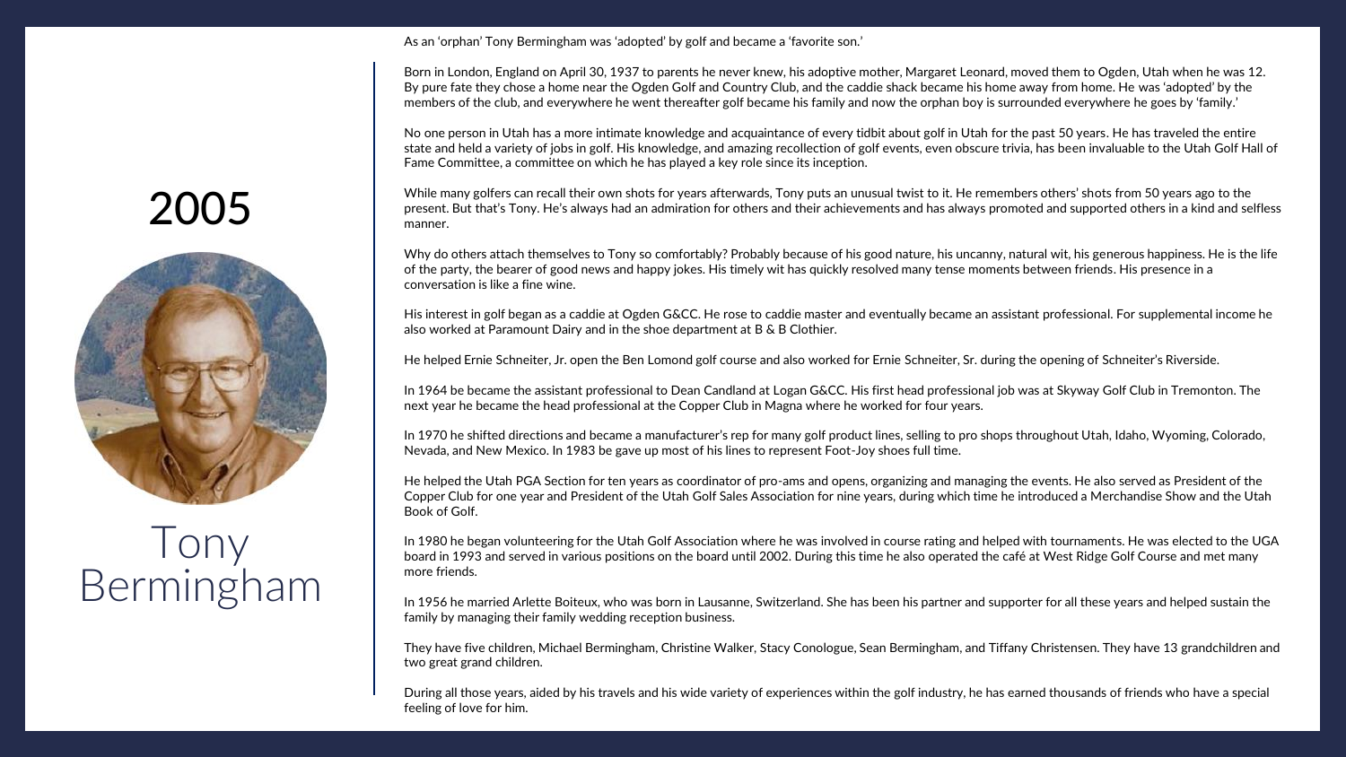# 2005

# Tony Bermingham

As an 'orphan' Tony Bermingham was 'adopted' by golf and became a 'favorite son.'

Born in London, England on April 30, 1937 to parents he never knew, his adoptive mother, Margaret Leonard, moved them to Ogden, Utah when he was 12. By pure fate they chose a home near the Ogden Golf and Country Club, and the caddie shack became his home away from home. He was 'adopted' by the members of the club, and everywhere he went thereafter golf became his family and now the orphan boy is surrounded everywhere he goes by 'family.'

No one person in Utah has a more intimate knowledge and acquaintance of every tidbit about golf in Utah for the past 50 years. He has traveled the entire state and held a variety of jobs in golf. His knowledge, and amazing recollection of golf events, even obscure trivia, has been invaluable to the Utah Golf Hall of Fame Committee, a committee on which he has played a key role since its inception.

While many golfers can recall their own shots for years afterwards, Tony puts an unusual twist to it. He remembers others' shots from 50 years ago to the present. But that's Tony. He's always had an admiration for others and their achievements and has always promoted and supported others in a kind and selfless manner.

Why do others attach themselves to Tony so comfortably? Probably because of his good nature, his uncanny, natural wit, his generous happiness. He is the life of the party, the bearer of good news and happy jokes. His timely wit has quickly resolved many tense moments between friends. His presence in a conversation is like a fine wine.

His interest in golf began as a caddie at Ogden G&CC. He rose to caddie master and eventually became an assistant professional. For supplemental income he also worked at Paramount Dairy and in the shoe department at B & B Clothier.

He helped Ernie Schneiter, Jr. open the Ben Lomond golf course and also worked for Ernie Schneiter, Sr. during the opening of Schneiter's Riverside.

In 1964 be became the assistant professional to Dean Candland at Logan G&CC. His first head professional job was at Skyway Golf Club in Tremonton. The next year he became the head professional at the Copper Club in Magna where he worked for four years.

In 1970 he shifted directions and became a manufacturer's rep for many golf product lines, selling to pro shops throughout Utah, Idaho, Wyoming, Colorado, Nevada, and New Mexico. In 1983 be gave up most of his lines to represent Foot-Joy shoes full time.

He helped the Utah PGA Section for ten years as coordinator of pro-ams and opens, organizing and managing the events. He also served as President of the Copper Club for one year and President of the Utah Golf Sales Association for nine years, during which time he introduced a Merchandise Show and the Utah Book of Golf.

In 1980 he began volunteering for the Utah Golf Association where he was involved in course rating and helped with tournaments. He was elected to the UGA board in 1993 and served in various positions on the board until 2002. During this time he also operated the café at West Ridge Golf Course and met many more friends.

In 1956 he married Arlette Boiteux, who was born in Lausanne, Switzerland. She has been his partner and supporter for all these years and helped sustain the family by managing their family wedding reception business.

They have five children, Michael Bermingham, Christine Walker, Stacy Conologue, Sean Bermingham, and Tiffany Christensen. They have 13 grandchildren and two great grand children.

During all those years, aided by his travels and his wide variety of experiences within the golf industry, he has earned thousands of friends who have a special feeling of love for him.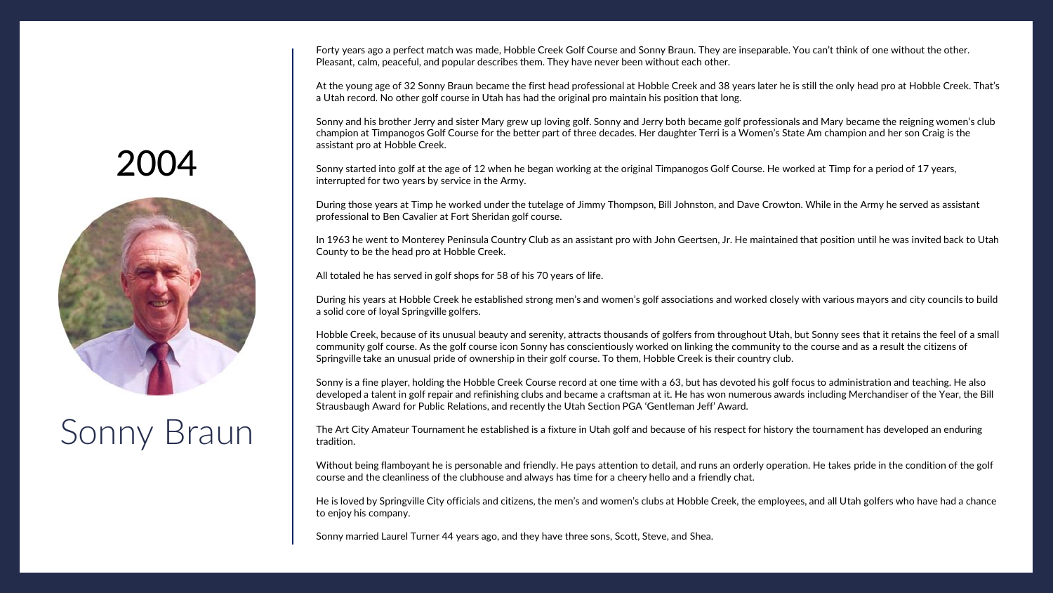# 2004

# Sonny Braun

Forty years ago a perfect match was made, Hobble Creek Golf Course and Sonny Braun. They are inseparable. You can't think of one without the other. Pleasant, calm, peaceful, and popular describes them. They have never been without each other.

At the young age of 32 Sonny Braun became the first head professional at Hobble Creek and 38 years later he is still the only head pro at Hobble Creek. That's a Utah record. No other golf course in Utah has had the original pro maintain his position that long.

Sonny and his brother Jerry and sister Mary grew up loving golf. Sonny and Jerry both became golf professionals and Mary became the reigning women's club champion at Timpanogos Golf Course for the better part of three decades. Her daughter Terri is a Women's State Am champion and her son Craig is the assistant pro at Hobble Creek.

Sonny started into golf at the age of 12 when he began working at the original Timpanogos Golf Course. He worked at Timp for a period of 17 years, interrupted for two years by service in the Army.

During those years at Timp he worked under the tutelage of Jimmy Thompson, Bill Johnston, and Dave Crowton. While in the Army he served as assistant professional to Ben Cavalier at Fort Sheridan golf course.

In 1963 he went to Monterey Peninsula Country Club as an assistant pro with John Geertsen, Jr. He maintained that position until he was invited back to Utah County to be the head pro at Hobble Creek.

All totaled he has served in golf shops for 58 of his 70 years of life.

During his years at Hobble Creek he established strong men's and women's golf associations and worked closely with various mayors and city councils to build a solid core of loyal Springville golfers.

Hobble Creek, because of its unusual beauty and serenity, attracts thousands of golfers from throughout Utah, but Sonny sees that it retains the feel of a small community golf course. As the golf course icon Sonny has conscientiously worked on linking the community to the course and as a result the citizens of Springville take an unusual pride of ownership in their golf course. To them, Hobble Creek is their country club.

Sonny is a fine player, holding the Hobble Creek Course record at one time with a 63, but has devoted his golf focus to administration and teaching. He also developed a talent in golf repair and refinishing clubs and became a craftsman at it. He has won numerous awards including Merchandiser of the Year, the Bill Strausbaugh Award for Public Relations, and recently the Utah Section PGA 'Gentleman Jeff' Award.

The Art City Amateur Tournament he established is a fixture in Utah golf and because of his respect for history the tournament has developed an enduring tradition.

Without being flamboyant he is personable and friendly. He pays attention to detail, and runs an orderly operation. He takes pride in the condition of the golf course and the cleanliness of the clubhouse and always has time for a cheery hello and a friendly chat.

He is loved by Springville City officials and citizens, the men's and women's clubs at Hobble Creek, the employees, and all Utah golfers who have had a chance to enjoy his company.

Sonny married Laurel Turner 44 years ago, and they have three sons, Scott, Steve, and Shea.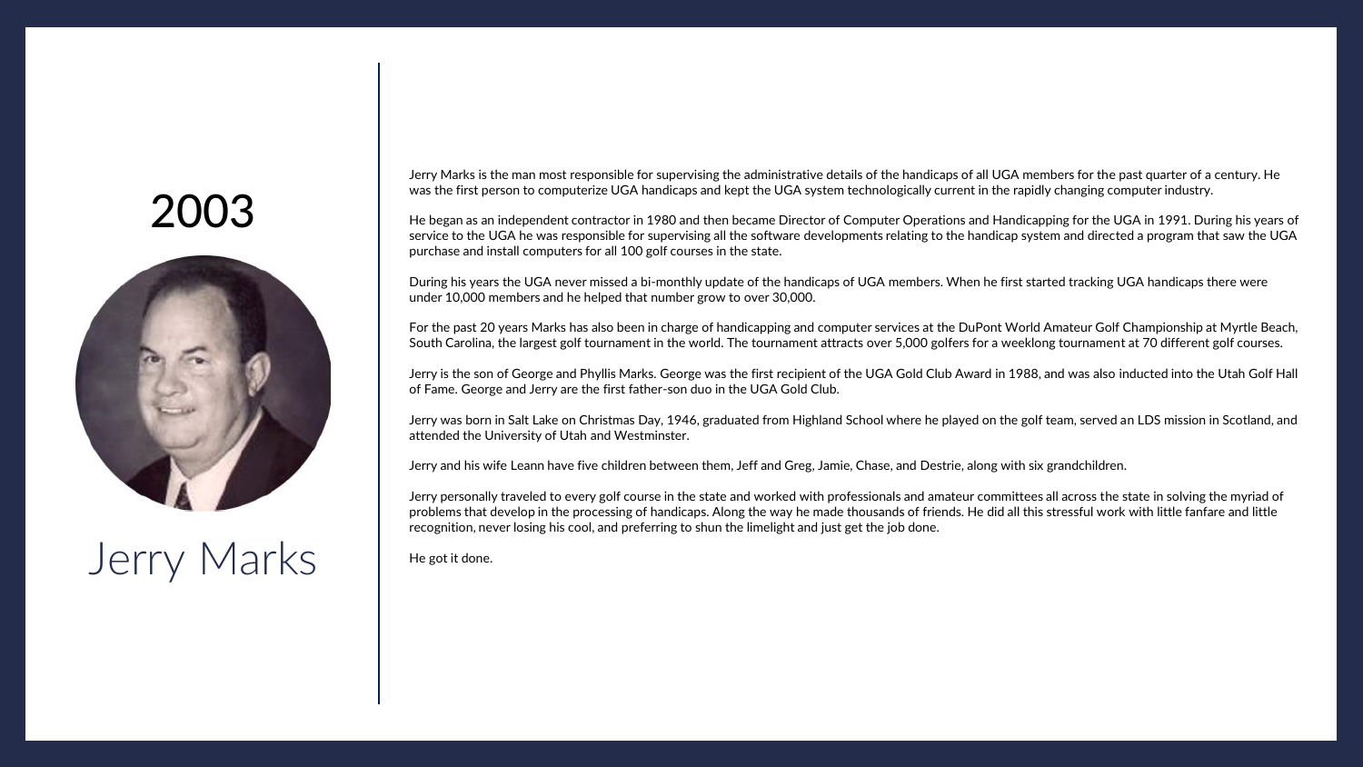# 2003

## Jerry Marks

Jerry Marks is the man most responsible for supervising the administrative details of the handicaps of all UGA members for the past quarter of a century. He was the first person to computerize UGA handicaps and kept the UGA system technologically current in the rapidly changing computer industry.

He began as an independent contractor in 1980 and then became Director of Computer Operations and Handicapping for the UGA in 1991. During his years of service to the UGA he was responsible for supervising all the software developments relating to the handicap system and directed a program that saw the UGA purchase and install computers for all 100 golf courses in the state.

During his years the UGA never missed a bi-monthly update of the handicaps of UGA members. When he first started tracking UGA handicaps there were under 10,000 members and he helped that number grow to over 30,000.

For the past 20 years Marks has also been in charge of handicapping and computer services at the DuPont World Amateur Golf Championship at Myrtle Beach, South Carolina, the largest golf tournament in the world. The tournament attracts over 5,000 golfers for a weeklong tournament at 70 different golf courses.

Jerry is the son of George and Phyllis Marks. George was the first recipient of the UGA Gold Club Award in 1988, and was also inducted into the Utah Golf Hall of Fame. George and Jerry are the first father-son duo in the UGA Gold Club.

Jerry was born in Salt Lake on Christmas Day, 1946, graduated from Highland School where he played on the golf team, served an LDS mission in Scotland, and attended the University of Utah and Westminster.

Jerry and his wife Leann have five children between them, Jeff and Greg, Jamie, Chase, and Destrie, along with six grandchildren.

Jerry personally traveled to every golf course in the state and worked with professionals and amateur committees all across the state in solving the myriad of problems that develop in the processing of handicaps. Along the way he made thousands of friends. He did all this stressful work with little fanfare and little recognition, never losing his cool, and preferring to shun the limelight and just get the job done.

He got it done.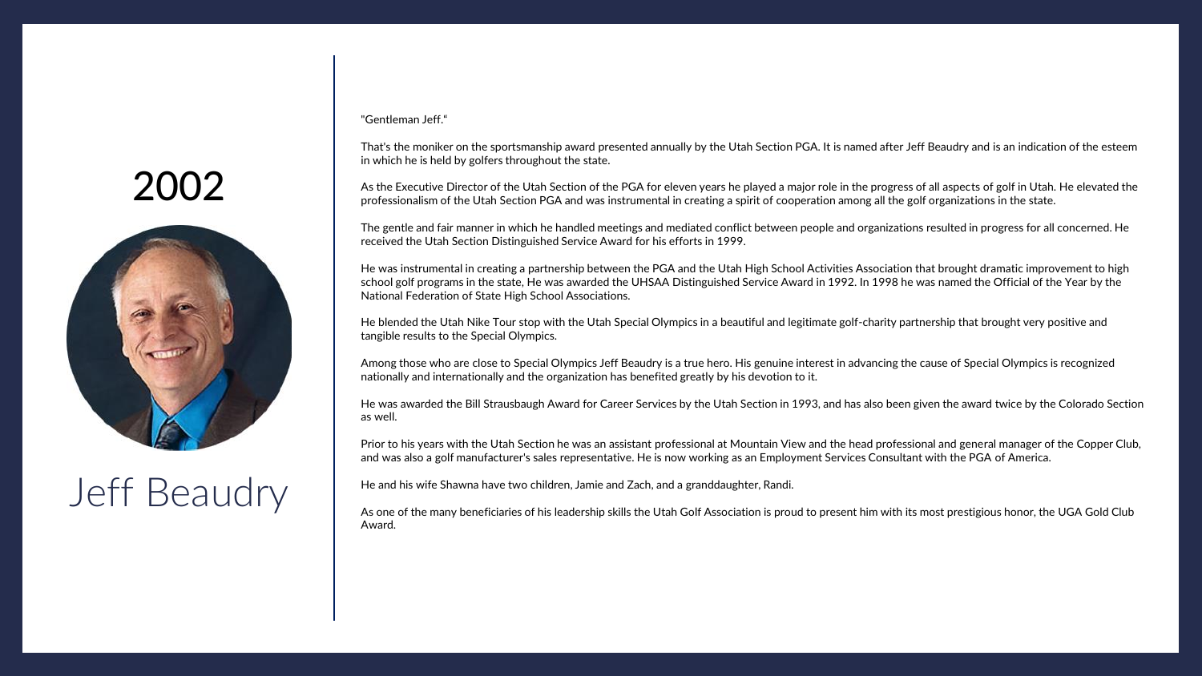# 2002

# Jeff Beaudry

"Gentleman Jeff."

That's the moniker on the sportsmanship award presented annually by the Utah Section PGA. It is named after Jeff Beaudry and is an indication of the esteem in which he is held by golfers throughout the state.

As the Executive Director of the Utah Section of the PGA for eleven years he played a major role in the progress of all aspects of golf in Utah. He elevated the professionalism of the Utah Section PGA and was instrumental in creating a spirit of cooperation among all the golf organizations in the state.

The gentle and fair manner in which he handled meetings and mediated conflict between people and organizations resulted in progress for all concerned. He received the Utah Section Distinguished Service Award for his efforts in 1999.

He was instrumental in creating a partnership between the PGA and the Utah High School Activities Association that brought dramatic improvement to high school golf programs in the state, He was awarded the UHSAA Distinguished Service Award in 1992. In 1998 he was named the Official of the Year by the National Federation of State High School Associations.

He blended the Utah Nike Tour stop with the Utah Special Olympics in a beautiful and legitimate golf-charity partnership that brought very positive and tangible results to the Special Olympics.

Among those who are close to Special Olympics Jeff Beaudry is a true hero. His genuine interest in advancing the cause of Special Olympics is recognized nationally and internationally and the organization has benefited greatly by his devotion to it.

He was awarded the Bill Strausbaugh Award for Career Services by the Utah Section in 1993, and has also been given the award twice by the Colorado Section as well.

Prior to his years with the Utah Section he was an assistant professional at Mountain View and the head professional and general manager of the Copper Club, and was also a golf manufacturer's sales representative. He is now working as an Employment Services Consultant with the PGA of America.

He and his wife Shawna have two children, Jamie and Zach, and a granddaughter, Randi.

As one of the many beneficiaries of his leadership skills the Utah Golf Association is proud to present him with its most prestigious honor, the UGA Gold Club Award.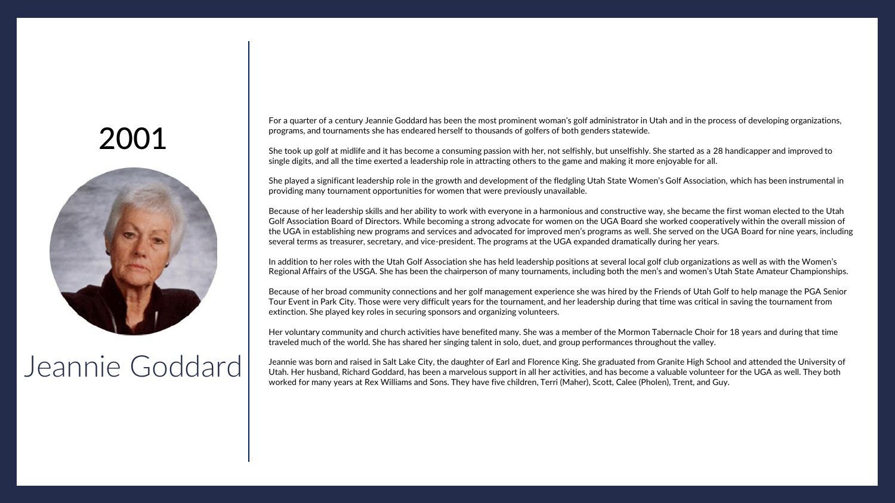## 2001

# Jeannie Goddard

For a quarter of a century Jeannie Goddard has been the most prominent woman's golf administrator in Utah and in the process of developing organizations, programs, and tournaments she has endeared herself to thousands of golfers of both genders statewide.

She took up golf at midlife and it has become a consuming passion with her, not selfishly, but unselfishly. She started as a 28 handicapper and improved to single digits, and all the time exerted a leadership role in attracting others to the game and making it more enjoyable for all.

She played a significant leadership role in the growth and development of the fledgling Utah State Women's Golf Association, which has been instrumental in providing many tournament opportunities for women that were previously unavailable.

Because of her leadership skills and her ability to work with everyone in a harmonious and constructive way, she became the first woman elected to the Utah Golf Association Board of Directors. While becoming a strong advocate for women on the UGA Board she worked cooperatively within the overall mission of the UGA in establishing new programs and services and advocated for improved men's programs as well. She served on the UGA Board for nine years, including several terms as treasurer, secretary, and vice-president. The programs at the UGA expanded dramatically during her years.

In addition to her roles with the Utah Golf Association she has held leadership positions at several local golf club organizations as well as with the Women's Regional Affairs of the USGA. She has been the chairperson of many tournaments, including both the men's and women's Utah State Amateur Championships.

Because of her broad community connections and her golf management experience she was hired by the Friends of Utah Golf to help manage the PGA Senior Tour Event in Park City. Those were very difficult years for the tournament, and her leadership during that time was critical in saving the tournament from extinction. She played key roles in securing sponsors and organizing volunteers.

Her voluntary community and church activities have benefited many. She was a member of the Mormon Tabernacle Choir for 18 years and during that time traveled much of the world. She has shared her singing talent in solo, duet, and group performances throughout the valley.

Jeannie was born and raised in Salt Lake City, the daughter of Earl and Florence King. She graduated from Granite High School and attended the University of Utah. Her husband, Richard Goddard, has been a marvelous support in all her activities, and has become a valuable volunteer for the UGA as well. They both worked for many years at Rex Williams and Sons. They have five children, Terri (Maher), Scott, Calee (Pholen), Trent, and Guy.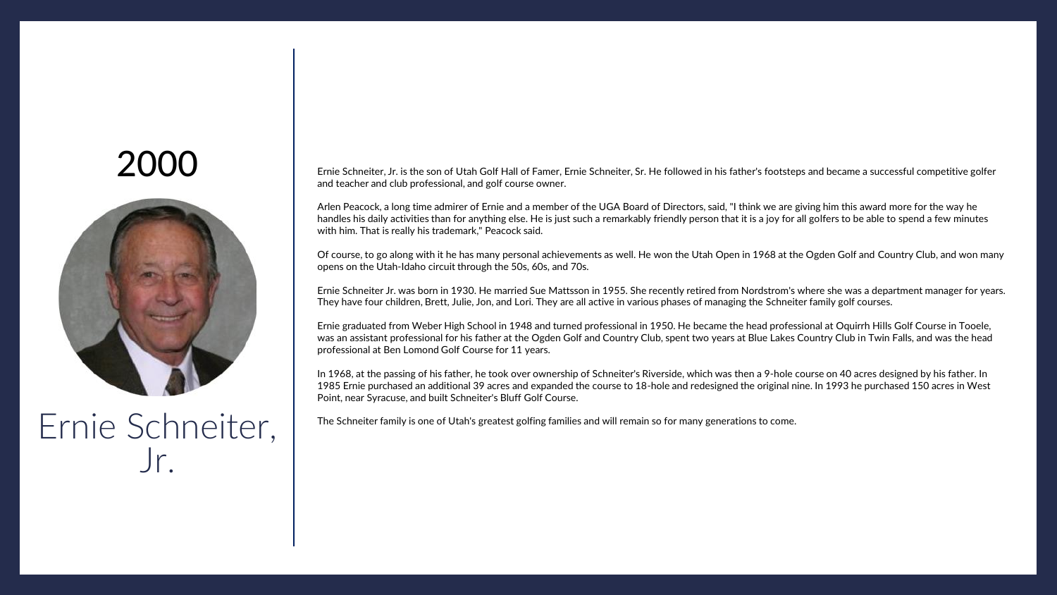## 2000

# Ernie Schneiter, Jr.

Ernie Schneiter, Jr. is the son of Utah Golf Hall of Famer, Ernie Schneiter, Sr. He followed in his father's footsteps and became a successful competitive golfer and teacher and club professional, and golf course owner.

Arlen Peacock, a long time admirer of Ernie and a member of the UGA Board of Directors, said, "I think we are giving him this award more for the way he handles his daily activities than for anything else. He is just such a remarkably friendly person that it is a joy for all golfers to be able to spend a few minutes with him. That is really his trademark," Peacock said.

Of course, to go along with it he has many personal achievements as well. He won the Utah Open in 1968 at the Ogden Golf and Country Club, and won many opens on the Utah-Idaho circuit through the 50s, 60s, and 70s.

Ernie Schneiter Jr. was born in 1930. He married Sue Mattsson in 1955. She recently retired from Nordstrom's where she was a department manager for years. They have four children, Brett, Julie, Jon, and Lori. They are all active in various phases of managing the Schneiter family golf courses.

Ernie graduated from Weber High School in 1948 and turned professional in 1950. He became the head professional at Oquirrh Hills Golf Course in Tooele, was an assistant professional for his father at the Ogden Golf and Country Club, spent two years at Blue Lakes Country Club in Twin Falls, and was the head professional at Ben Lomond Golf Course for 11 years.

In 1968, at the passing of his father, he took over ownership of Schneiter's Riverside, which was then a 9-hole course on 40 acres designed by his father. In 1985 Ernie purchased an additional 39 acres and expanded the course to 18-hole and redesigned the original nine. In 1993 he purchased 150 acres in West Point, near Syracuse, and built Schneiter's Bluff Golf Course.

The Schneiter family is one of Utah's greatest golfing families and will remain so for many generations to come.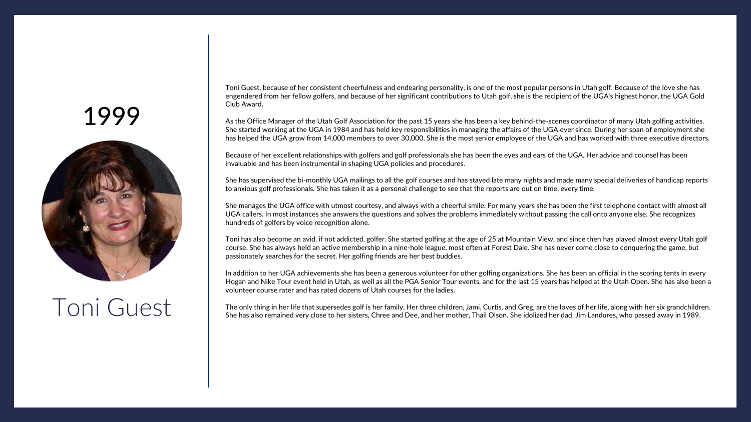# 1999

# Toni Guest

Toni Guest, because of her consistent cheerfulness and endearing personality, is one of the most popular persons in Utah golf. Because of the love she has engendered from her fellow golfers, and because of her significant contributions to Utah golf, she is the recipient of the UGA's highest honor, the UGA Gold Club Award.

As the Office Manager of the Utah Golf Association for the past 15 years she has been a key behind-the-scenes coordinator of many Utah golfing activities. She started working at the UGA in 1984 and has held key responsibilities in managing the affairs of the UGA ever since. During her span of employment she has helped the UGA grow from 14,000 members to over 30,000. She is the most senior employee of the UGA and has worked with three executive directors.

Because of her excellent relationships with golfers and golf professionals she has been the eyes and ears of the UGA. Her advice and counsel has been invaluable and has been instrumental in shaping UGA policies and procedures.

She has supervised the bi-monthly UGA mailings to all the golf courses and has stayed late many nights and made many special deliveries of handicap reports to anxious golf professionals. She has taken it as a personal challenge to see that the reports are out on time, every time.

She manages the UGA office with utmost courtesy, and always with a cheerful smile. For many years she has been the first telephone contact with almost all UGA callers. In most instances she answers the questions and solves the problems immediately without passing the call onto anyone else. She recognizes hundreds of golfers by voice recognition alone.

Toni has also become an avid, if not addicted, golfer. She started golfing at the age of 25 at Mountain View, and since then has played almost every Utah golf course. She has always held an active membership in a nine-hole league, most often at Forest Dale. She has never come close to conquering the game, but passionately searches for the secret. Her golfing friends are her best buddies.

In addition to her UGA achievements she has been a generous volunteer for other golfing organizations. She has been an official in the scoring tents in every Hogan and Nike Tour event held in Utah, as well as all the PGA Senior Tour events, and for the last 15 years has helped at the Utah Open. She has also been a volunteer course rater and has rated dozens of Utah courses for the ladies.

The only thing in her life that supersedes golf is her family. Her three children, Jami, Curtis, and Greg, are the loves of her life, along with her six grandchildren. She has also remained very close to her sisters, Chree and Dee, and her mother, Thail Olson. She idolized her dad, Jim Landures, who passed away in 1989.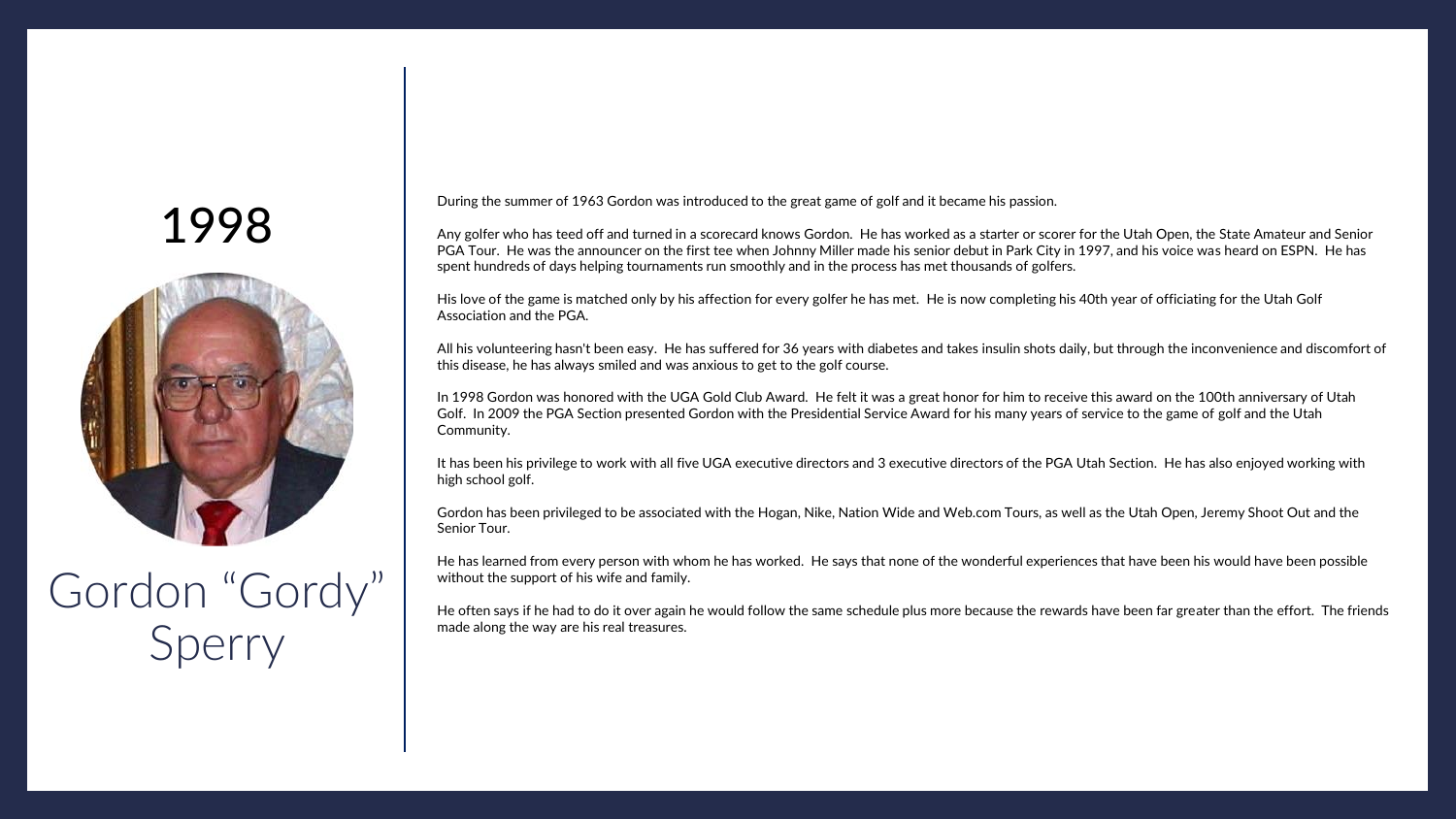## 1998

# Gordon “Gordy” Sperry

During the summer of 1963 Gordon was introduced to the great game of golf and it became his passion.

Any golfer who has teed off and turned in a scorecard knows Gordon. He has worked as a starter or scorer for the Utah Open, the State Amateur and Senior PGA Tour. He was the announcer on the first tee when Johnny Miller made his senior debut in Park City in 1997, and his voice was heard on ESPN. He has spent hundreds of days helping tournaments run smoothly and in the process has met thousands of golfers.

His love of the game is matched only by his affection for every golfer he has met. He is now completing his 40th year of officiating for the Utah Golf Association and the PGA.

All his volunteering hasn't been easy. He has suffered for 36 years with diabetes and takes insulin shots daily, but through the inconvenience and discomfort of this disease, he has always smiled and was anxious to get to the golf course.

In 1998 Gordon was honored with the UGA Gold Club Award. He felt it was a great honor for him to receive this award on the 100th anniversary of Utah Golf. In 2009 the PGA Section presented Gordon with the Presidential Service Award for his many years of service to the game of golf and the Utah Community.

It has been his privilege to work with all five UGA executive directors and 3 executive directors of the PGA Utah Section. He has also enjoyed working with high school golf.

Gordon has been privileged to be associated with the Hogan, Nike, Nation Wide and Web.com Tours, as well as the Utah Open, Jeremy Shoot Out and the Senior Tour.

He has learned from every person with whom he has worked. He says that none of the wonderful experiences that have been his would have been possible without the support of his wife and family.

He often says if he had to do it over again he would follow the same schedule plus more because the rewards have been far greater than the effort. The friends made along the way are his real treasures.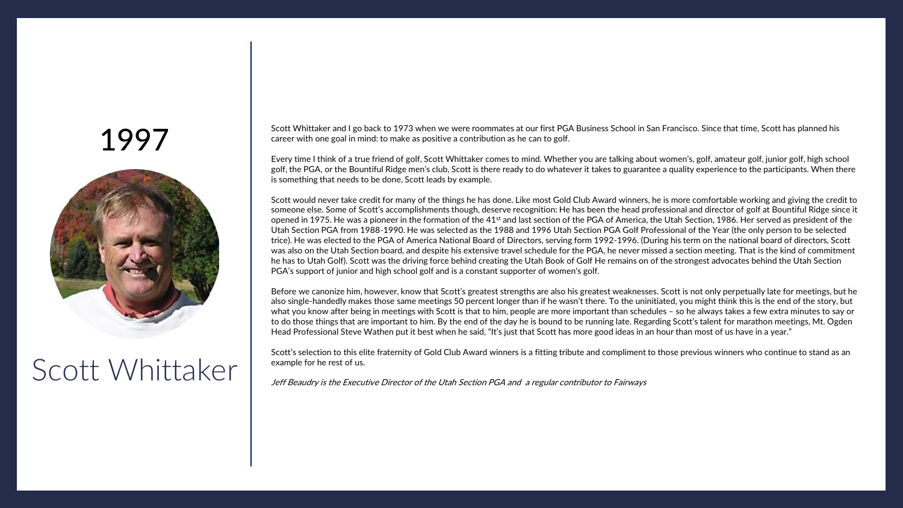# 1997

# Scott Whittaker

Scott Whittaker and I go back to 1973 when we were roommates at our first PGA Business School in San Francisco. Since that time, Scott has planned his career with one goal in mind: to make as positive a contribution as he can to golf.

Every time I think of a true friend of golf, Scott Whittaker comes to mind. Whether you are talking about women's, golf, amateur golf, junior golf, high school golf, the PGA, or the Bountiful Ridge men's club, Scott is there ready to do whatever it takes to guarantee a quality experience to the participants. When there is something that needs to be done, Scott leads by example.

Scott would never take credit for many of the things he has done. Like most Gold Club Award winners, he is more comfortable working and giving the credit to someone else. Some of Scott's accomplishments though, deserve recognition: He has been the head professional and director of golf at Bountiful Ridge since it opened in 1975. He was a pioneer in the formation of the 41st and last section of the PGA of America, the Utah Section, 1986. Her served as president of the Utah Section PGA from 1988-1990. He was selected as the 1988 and 1996 Utah Section PGA Golf Professional of the Year (the only person to be selected trice). He was elected to the PGA of America National Board of Directors, serving form 1992-1996. (During his term on the national board of directors, Scott was also on the Utah Section board, and despite his extensive travel schedule for the PGA, he never missed a section meeting. That is the kind of commitment he has to Utah Golf). Scott was the driving force behind creating the Utah Book of Golf He remains on of the strongest advocates behind the Utah Section PGA's support of junior and high school golf and is a constant supporter of women's golf.

Before we canonize him, however, know that Scott's greatest strengths are also his greatest weaknesses. Scott is not only perpetually late for meetings, but he also single-handedly makes those same meetings 50 percent longer than if he wasn't there. To the uninitiated, you might think this is the end of the story, but what you know after being in meetings with Scott is that to him, people are more important than schedules – so he always takes a few extra minutes to say or to do those things that are important to him. By the end of the day he is bound to be running late. Regarding Scott's talent for marathon meetings, Mt. Ogden Head Professional Steve Wathen put it best when he said, "It's just that Scott has more good ideas in an hour than most of us have in a year."

Scott's selection to this elite fraternity of Gold Club Award winners is a fitting tribute and compliment to those previous winners who continue to stand as an example for he rest of us.

*Jeff Beaudry is the Executive Director of the Utah Section PGA and a regular contributor to Fairways*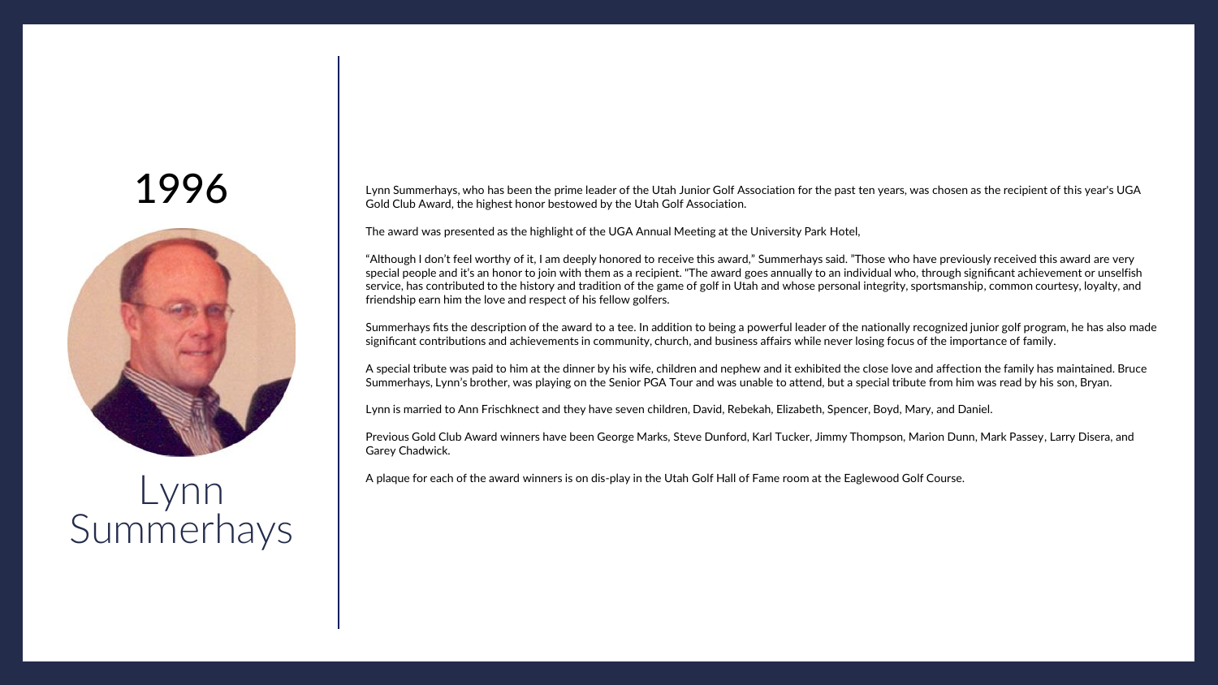# 1996

## Lynn Summerhays

Lynn Summerhays, who has been the prime leader of the Utah Junior Golf Association for the past ten years, was chosen as the recipient of this year's UGA Gold Club Award, the highest honor bestowed by the Utah Golf Association.

The award was presented as the highlight of the UGA Annual Meeting at the University Park Hotel,

"Although I don't feel worthy of it, I am deeply honored to receive this award," Summerhays said. "Those who have previously received this award are very special people and it's an honor to join with them as a recipient. "The award goes annually to an individual who, through significant achievement or unselfish service, has contributed to the history and tradition of the game of golf in Utah and whose personal integrity, sportsmanship, common courtesy, loyalty, and friendship earn him the love and respect of his fellow golfers.

Summerhays fits the description of the award to a tee. In addition to being a powerful leader of the nationally recognized junior golf program, he has also made significant contributions and achievements in community, church, and business affairs while never losing focus of the importance of family.

A special tribute was paid to him at the dinner by his wife, children and nephew and it exhibited the close love and affection the family has maintained. Bruce Summerhays, Lynn's brother, was playing on the Senior PGA Tour and was unable to attend, but a special tribute from him was read by his son, Bryan.

Lynn is married to Ann Frischknect and they have seven children, David, Rebekah, Elizabeth, Spencer, Boyd, Mary, and Daniel.

Previous Gold Club Award winners have been George Marks, Steve Dunford, Karl Tucker, Jimmy Thompson, Marion Dunn, Mark Passey, Larry Disera, and Garey Chadwick.

A plaque for each of the award winners is on dis-play in the Utah Golf Hall of Fame room at the Eaglewood Golf Course.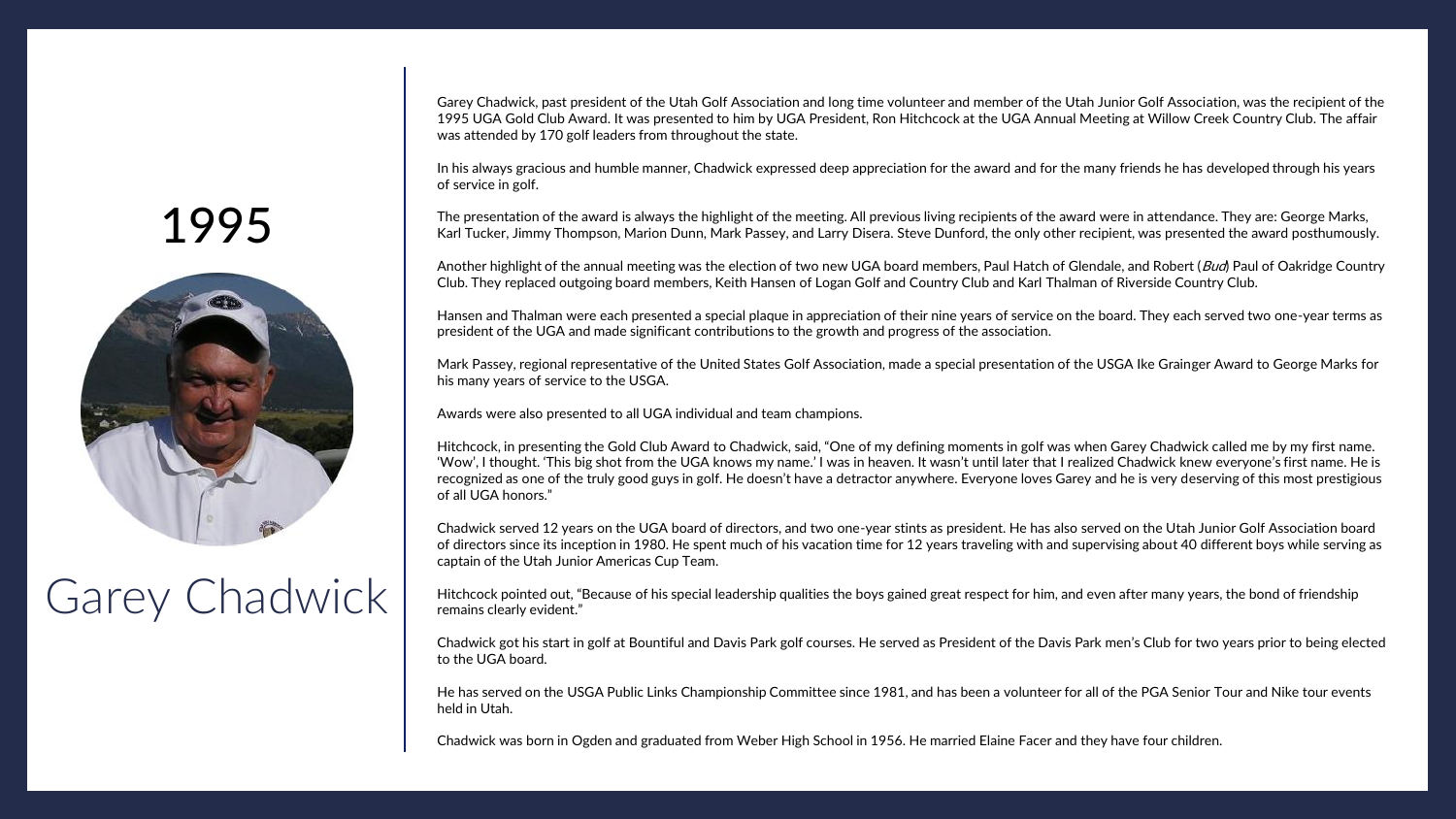# 1995

## Garey Chadwick

Garey Chadwick, past president of the Utah Golf Association and long time volunteer and member of the Utah Junior Golf Association, was the recipient of the 1995 UGA Gold Club Award. It was presented to him by UGA President, Ron Hitchcock at the UGA Annual Meeting at Willow Creek Country Club. The affair was attended by 170 golf leaders from throughout the state.

In his always gracious and humble manner, Chadwick expressed deep appreciation for the award and for the many friends he has developed through his years of service in golf.

The presentation of the award is always the highlight of the meeting. All previous living recipients of the award were in attendance. They are: George Marks, Karl Tucker, Jimmy Thompson, Marion Dunn, Mark Passey, and Larry Disera. Steve Dunford, the only other recipient, was presented the award posthumously.

Another highlight of the annual meeting was the election of two new UGA board members, Paul Hatch of Glendale, and Robert (*Bud*) Paul of Oakridge Country Club. They replaced outgoing board members, Keith Hansen of Logan Golf and Country Club and Karl Thalman of Riverside Country Club.

Hansen and Thalman were each presented a special plaque in appreciation of their nine years of service on the board. They each served two one-year terms as president of the UGA and made significant contributions to the growth and progress of the association.

Mark Passey, regional representative of the United States Golf Association, made a special presentation of the USGA Ike Grainger Award to George Marks for his many years of service to the USGA.

Awards were also presented to all UGA individual and team champions.

Hitchcock, in presenting the Gold Club Award to Chadwick, said, "One of my defining moments in golf was when Garey Chadwick called me by my first name. 'Wow', I thought. 'This big shot from the UGA knows my name.' I was in heaven. It wasn't until later that I realized Chadwick knew everyone's first name. He is recognized as one of the truly good guys in golf. He doesn't have a detractor anywhere. Everyone loves Garey and he is very deserving of this most prestigious of all UGA honors."

Chadwick served 12 years on the UGA board of directors, and two one-year stints as president. He has also served on the Utah Junior Golf Association board of directors since its inception in 1980. He spent much of his vacation time for 12 years traveling with and supervising about 40 different boys while serving as captain of the Utah Junior Americas Cup Team.

Hitchcock pointed out, "Because of his special leadership qualities the boys gained great respect for him, and even after many years, the bond of friendship remains clearly evident."

Chadwick got his start in golf at Bountiful and Davis Park golf courses. He served as President of the Davis Park men's Club for two years prior to being elected to the UGA board.

He has served on the USGA Public Links Championship Committee since 1981, and has been a volunteer for all of the PGA Senior Tour and Nike tour events held in Utah.

Chadwick was born in Ogden and graduated from Weber High School in 1956. He married Elaine Facer and they have four children.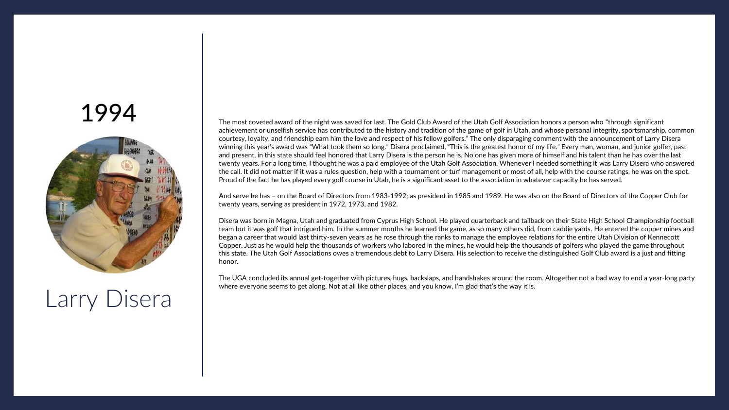# 1994

## Larry Disera

The most coveted award of the night was saved for last. The Gold Club Award of the Utah Golf Association honors a person who "through significant achievement or unselfish service has contributed to the history and tradition of the game of golf in Utah, and whose personal integrity, sportsmanship, common courtesy, loyalty, and friendship earn him the love and respect of his fellow golfers." The only disparaging comment with the announcement of Larry Disera winning this year's award was "What took them so long." Disera proclaimed, "This is the greatest honor of my life." Every man, woman, and junior golfer, past and present, in this state should feel honored that Larry Disera is the person he is. No one has given more of himself and his talent than he has over the last twenty years. For a long time, I thought he was a paid employee of the Utah Golf Association. Whenever I needed something it was Larry Disera who answered the call. It did not matter if it was a rules question, help with a tournament or turf management or most of all, help with the course ratings, he was on the spot. Proud of the fact he has played every golf course in Utah, he is a significant asset to the association in whatever capacity he has served.

And serve he has – on the Board of Directors from 1983-1992; as president in 1985 and 1989. He was also on the Board of Directors of the Copper Club for twenty years, serving as president in 1972, 1973, and 1982.

Disera was born in Magna, Utah and graduated from Cyprus High School. He played quarterback and tailback on their State High School Championship football team but it was golf that intrigued him. In the summer months he learned the game, as so many others did, from caddie yards. He entered the copper mines and began a career that would last thirty-seven years as he rose through the ranks to manage the employee relations for the entire Utah Division of Kennecott Copper. Just as he would help the thousands of workers who labored in the mines, he would help the thousands of golfers who played the game throughout this state. The Utah Golf Associations owes a tremendous debt to Larry Disera. His selection to receive the distinguished Golf Club award is a just and fitting honor.

The UGA concluded its annual get-together with pictures, hugs, backslaps, and handshakes around the room. Altogether not a bad way to end a year-long party where everyone seems to get along. Not at all like other places, and you know, I'm glad that's the way it is.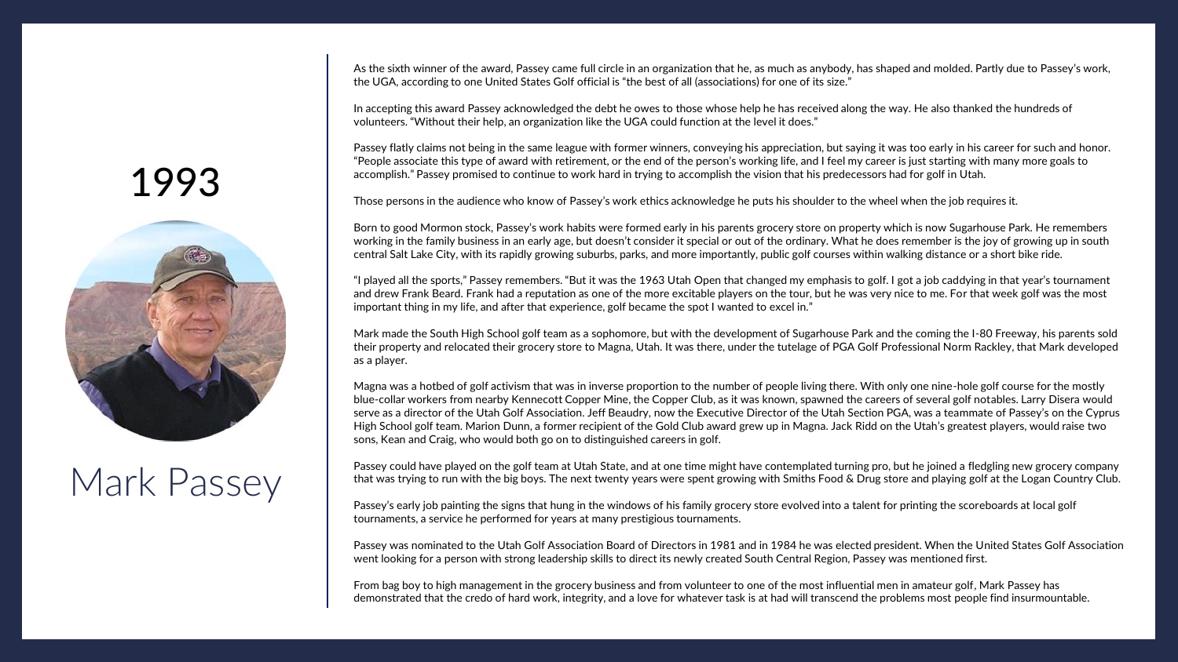# 1993

## Mark Passey

As the sixth winner of the award, Passey came full circle in an organization that he, as much as anybody, has shaped and molded. Partly due to Passey's work, the UGA, according to one United States Golf official is "the best of all (associations) for one of its size."

In accepting this award Passey acknowledged the debt he owes to those whose help he has received along the way. He also thanked the hundreds of volunteers. "Without their help, an organization like the UGA could function at the level it does."

Passey flatly claims not being in the same league with former winners, conveying his appreciation, but saying it was too early in his career for such and honor. "People associate this type of award with retirement, or the end of the person's working life, and I feel my career is just starting with many more goals to accomplish." Passey promised to continue to work hard in trying to accomplish the vision that his predecessors had for golf in Utah.

Those persons in the audience who know of Passey's work ethics acknowledge he puts his shoulder to the wheel when the job requires it.

Born to good Mormon stock, Passey's work habits were formed early in his parents grocery store on property which is now Sugarhouse Park. He remembers working in the family business in an early age, but doesn't consider it special or out of the ordinary. What he does remember is the joy of growing up in south central Salt Lake City, with its rapidly growing suburbs, parks, and more importantly, public golf courses within walking distance or a short bike ride.

"I played all the sports," Passey remembers. "But it was the 1963 Utah Open that changed my emphasis to golf. I got a job caddying in that year's tournament and drew Frank Beard. Frank had a reputation as one of the more excitable players on the tour, but he was very nice to me. For that week golf was the most important thing in my life, and after that experience, golf became the spot I wanted to excel in."

Mark made the South High School golf team as a sophomore, but with the development of Sugarhouse Park and the coming the I-80 Freeway, his parents sold their property and relocated their grocery store to Magna, Utah. It was there, under the tutelage of PGA Golf Professional Norm Rackley, that Mark developed as a player.

Magna was a hotbed of golf activism that was in inverse proportion to the number of people living there. With only one nine-hole golf course for the mostly blue-collar workers from nearby Kennecott Copper Mine, the Copper Club, as it was known, spawned the careers of several golf notables. Larry Disera would serve as a director of the Utah Golf Association. Jeff Beaudry, now the Executive Director of the Utah Section PGA, was a teammate of Passey's on the Cyprus High School golf team. Marion Dunn, a former recipient of the Gold Club award grew up in Magna. Jack Ridd on the Utah's greatest players, would raise two sons, Kean and Craig, who would both go on to distinguished careers in golf.

Passey could have played on the golf team at Utah State, and at one time might have contemplated turning pro, but he joined a fledgling new grocery company that was trying to run with the big boys. The next twenty years were spent growing with Smiths Food & Drug store and playing golf at the Logan Country Club.

Passey's early job painting the signs that hung in the windows of his family grocery store evolved into a talent for printing the scoreboards at local golf tournaments, a service he performed for years at many prestigious tournaments.

Passey was nominated to the Utah Golf Association Board of Directors in 1981 and in 1984 he was elected president. When the United States Golf Association went looking for a person with strong leadership skills to direct its newly created South Central Region, Passey was mentioned first.

From bag boy to high management in the grocery business and from volunteer to one of the most influential men in amateur golf, Mark Passey has demonstrated that the credo of hard work, integrity, and a love for whatever task is at had will transcend the problems most people find insurmountable.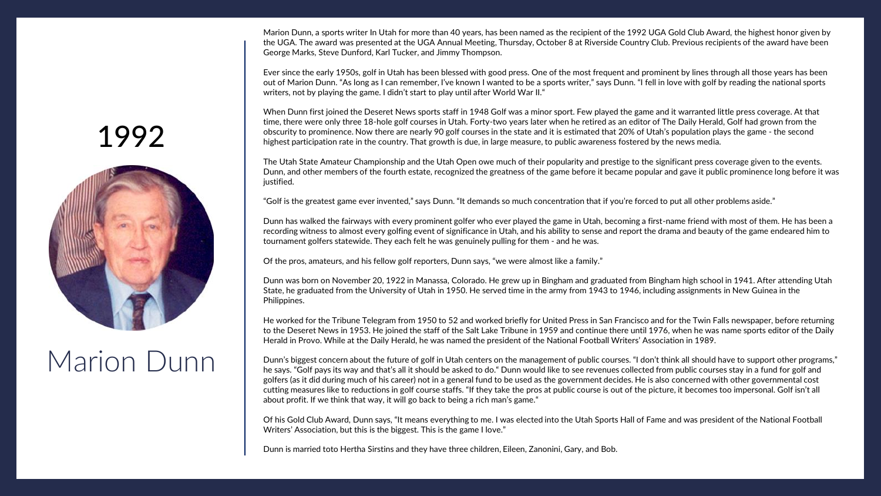# 1992

## Marion Dunn

Marion Dunn, a sports writer In Utah for more than 40 years, has been named as the recipient of the 1992 UGA Gold Club Award, the highest honor given by the UGA. The award was presented at the UGA Annual Meeting, Thursday, October 8 at Riverside Country Club. Previous recipients of the award have been George Marks, Steve Dunford, Karl Tucker, and Jimmy Thompson.

Ever since the early 1950s, golf in Utah has been blessed with good press. One of the most frequent and prominent by lines through all those years has been out of Marion Dunn. "As long as I can remember, I've known I wanted to be a sports writer," says Dunn. "I fell in love with golf by reading the national sports writers, not by playing the game. I didn't start to play until after World War II."

When Dunn first joined the Deseret News sports staff in 1948 Golf was a minor sport. Few played the game and it warranted little press coverage. At that time, there were only three 18-hole golf courses in Utah. Forty-two years later when he retired as an editor of The Daily Herald, Golf had grown from the obscurity to prominence. Now there are nearly 90 golf courses in the state and it is estimated that 20% of Utah's population plays the game - the second highest participation rate in the country. That growth is due, in large measure, to public awareness fostered by the news media.

The Utah State Amateur Championship and the Utah Open owe much of their popularity and prestige to the significant press coverage given to the events. Dunn, and other members of the fourth estate, recognized the greatness of the game before it became popular and gave it public prominence long before it was justified.

"Golf is the greatest game ever invented," says Dunn. "It demands so much concentration that if you're forced to put all other problems aside."

Dunn has walked the fairways with every prominent golfer who ever played the game in Utah, becoming a first-name friend with most of them. He has been a recording witness to almost every golfing event of significance in Utah, and his ability to sense and report the drama and beauty of the game endeared him to tournament golfers statewide. They each felt he was genuinely pulling for them - and he was.

Of the pros, amateurs, and his fellow golf reporters, Dunn says, "we were almost like a family."

Dunn was born on November 20, 1922 in Manassa, Colorado. He grew up in Bingham and graduated from Bingham high school in 1941. After attending Utah State, he graduated from the University of Utah in 1950. He served time in the army from 1943 to 1946, including assignments in New Guinea in the Philippines.

He worked for the Tribune Telegram from 1950 to 52 and worked briefly for United Press in San Francisco and for the Twin Falls newspaper, before returning to the Deseret News in 1953. He joined the staff of the Salt Lake Tribune in 1959 and continue there until 1976, when he was name sports editor of the Daily Herald in Provo. While at the Daily Herald, he was named the president of the National Football Writers' Association in 1989.

Dunn's biggest concern about the future of golf in Utah centers on the management of public courses. "I don't think all should have to support other programs," he says. "Golf pays its way and that's all it should be asked to do." Dunn would like to see revenues collected from public courses stay in a fund for golf and golfers (as it did during much of his career) not in a general fund to be used as the government decides. He is also concerned with other governmental cost cutting measures like to reductions in golf course staffs. "If they take the pros at public course is out of the picture, it becomes too impersonal. Golf isn't all about profit. If we think that way, it will go back to being a rich man's game."

Of his Gold Club Award, Dunn says, "It means everything to me. I was elected into the Utah Sports Hall of Fame and was president of the National Football Writers' Association, but this is the biggest. This is the game I love."

Dunn is married toto Hertha Sirstins and they have three children, Eileen, Zanonini, Gary, and Bob.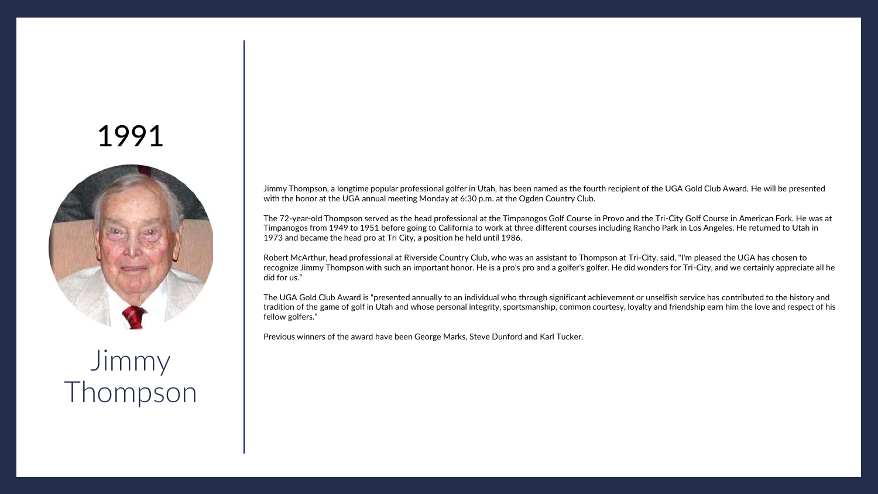# 1991

## Jimmy Thompson

Jimmy Thompson, a longtime popular professional golfer in Utah, has been named as the fourth recipient of the UGA Gold Club Award. He will be presented with the honor at the UGA annual meeting Monday at 6:30 p.m. at the Ogden Country Club.

The 72-year-old Thompson served as the head professional at the Timpanogos Golf Course in Provo and the Tri-City Golf Course in American Fork. He was at Timpanogos from 1949 to 1951 before going to California to work at three different courses including Rancho Park in Los Angeles. He returned to Utah in 1973 and became the head pro at Tri City, a position he held until 1986.

Robert McArthur, head professional at Riverside Country Club, who was an assistant to Thompson at Tri-City, said, "I'm pleased the UGA has chosen to recognize Jimmy Thompson with such an important honor. He is a pro's pro and a golfer's golfer. He did wonders for Tri-City, and we certainly appreciate all he did for us."

The UGA Gold Club Award is "presented annually to an individual who through significant achievement or unselfish service has contributed to the history and tradition of the game of golf in Utah and whose personal integrity, sportsmanship, common courtesy, loyalty and friendship earn him the love and respect of his fellow golfers."

Previous winners of the award have been George Marks, Steve Dunford and Karl Tucker.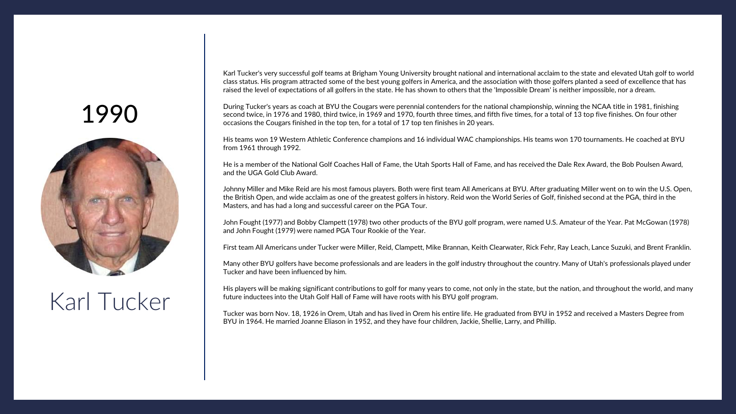# 1990

## Karl Tucker

Karl Tucker's very successful golf teams at Brigham Young University brought national and international acclaim to the state and elevated Utah golf to world class status. His program attracted some of the best young golfers in America, and the association with those golfers planted a seed of excellence that has raised the level of expectations of all golfers in the state. He has shown to others that the 'Impossible Dream' is neither impossible, nor a dream.

During Tucker's years as coach at BYU the Cougars were perennial contenders for the national championship, winning the NCAA title in 1981, finishing second twice, in 1976 and 1980, third twice, in 1969 and 1970, fourth three times, and fifth five times, for a total of 13 top five finishes. On four other occasions the Cougars finished in the top ten, for a total of 17 top ten finishes in 20 years.

His teams won 19 Western Athletic Conference champions and 16 individual WAC championships. His teams won 170 tournaments. He coached at BYU from 1961 through 1992.

He is a member of the National Golf Coaches Hall of Fame, the Utah Sports Hall of Fame, and has received the Dale Rex Award, the Bob Poulsen Award, and the UGA Gold Club Award.

Johnny Miller and Mike Reid are his most famous players. Both were first team All Americans at BYU. After graduating Miller went on to win the U.S. Open, the British Open, and wide acclaim as one of the greatest golfers in history. Reid won the World Series of Golf, finished second at the PGA, third in the Masters, and has had a long and successful career on the PGA Tour.

John Fought (1977) and Bobby Clampett (1978) two other products of the BYU golf program, were named U.S. Amateur of the Year. Pat McGowan (1978) and John Fought (1979) were named PGA Tour Rookie of the Year.

First team All Americans under Tucker were Miller, Reid, Clampett, Mike Brannan, Keith Clearwater, Rick Fehr, Ray Leach, Lance Suzuki, and Brent Franklin.

Many other BYU golfers have become professionals and are leaders in the golf industry throughout the country. Many of Utah's professionals played under Tucker and have been influenced by him.

His players will be making significant contributions to golf for many years to come, not only in the state, but the nation, and throughout the world, and many future inductees into the Utah Golf Hall of Fame will have roots with his BYU golf program.

Tucker was born Nov. 18, 1926 in Orem, Utah and has lived in Orem his entire life. He graduated from BYU in 1952 and received a Masters Degree from BYU in 1964. He married Joanne Eliason in 1952, and they have four children, Jackie, Shellie, Larry, and Phillip.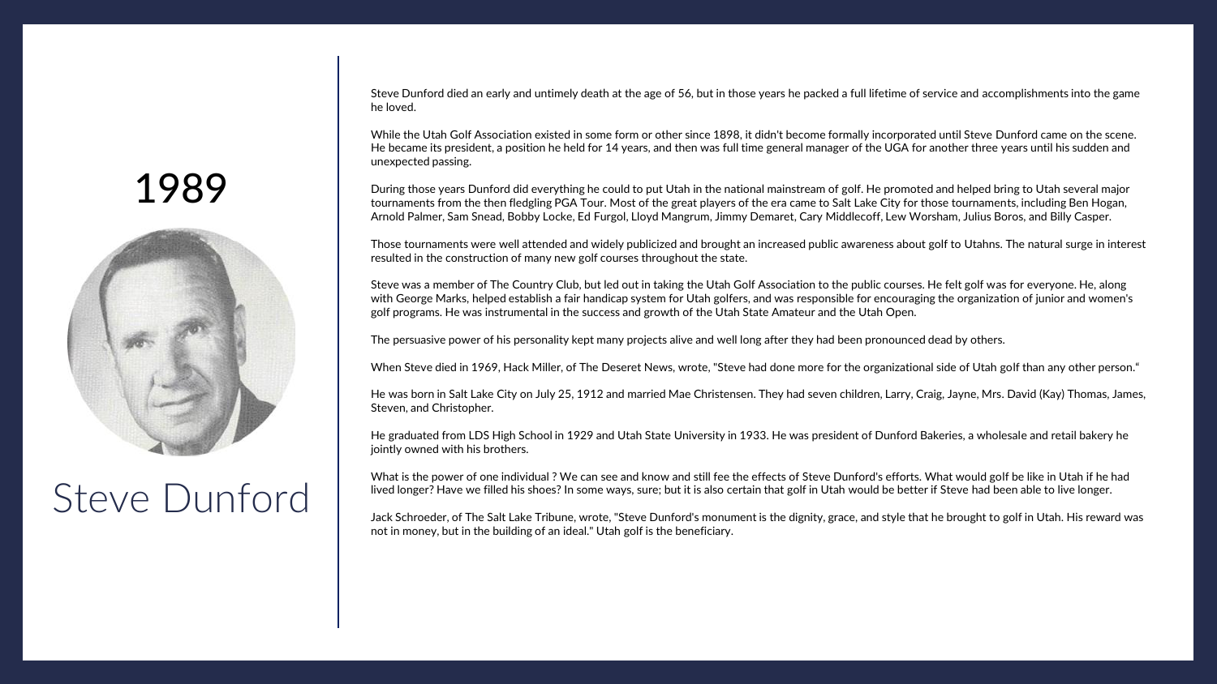# 1989

# Steve Dunford

Steve Dunford died an early and untimely death at the age of 56, but in those years he packed a full lifetime of service and accomplishments into the game he loved.

While the Utah Golf Association existed in some form or other since 1898, it didn't become formally incorporated until Steve Dunford came on the scene. He became its president, a position he held for 14 years, and then was full time general manager of the UGA for another three years until his sudden and unexpected passing.

During those years Dunford did everything he could to put Utah in the national mainstream of golf. He promoted and helped bring to Utah several major tournaments from the then fledgling PGA Tour. Most of the great players of the era came to Salt Lake City for those tournaments, including Ben Hogan, Arnold Palmer, Sam Snead, Bobby Locke, Ed Furgol, Lloyd Mangrum, Jimmy Demaret, Cary Middlecoff, Lew Worsham, Julius Boros, and Billy Casper.

Those tournaments were well attended and widely publicized and brought an increased public awareness about golf to Utahns. The natural surge in interest resulted in the construction of many new golf courses throughout the state.

Steve was a member of The Country Club, but led out in taking the Utah Golf Association to the public courses. He felt golf was for everyone. He, along with George Marks, helped establish a fair handicap system for Utah golfers, and was responsible for encouraging the organization of junior and women's golf programs. He was instrumental in the success and growth of the Utah State Amateur and the Utah Open.

The persuasive power of his personality kept many projects alive and well long after they had been pronounced dead by others.

When Steve died in 1969, Hack Miller, of The Deseret News, wrote, "Steve had done more for the organizational side of Utah golf than any other person."

He was born in Salt Lake City on July 25, 1912 and married Mae Christensen. They had seven children, Larry, Craig, Jayne, Mrs. David (Kay) Thomas, James, Steven, and Christopher.

He graduated from LDS High School in 1929 and Utah State University in 1933. He was president of Dunford Bakeries, a wholesale and retail bakery he jointly owned with his brothers.

What is the power of one individual ? We can see and know and still fee the effects of Steve Dunford's efforts. What would golf be like in Utah if he had lived longer? Have we filled his shoes? In some ways, sure; but it is also certain that golf in Utah would be better if Steve had been able to live longer.

Jack Schroeder, of The Salt Lake Tribune, wrote, "Steve Dunford's monument is the dignity, grace, and style that he brought to golf in Utah. His reward was not in money, but in the building of an ideal." Utah golf is the beneficiary.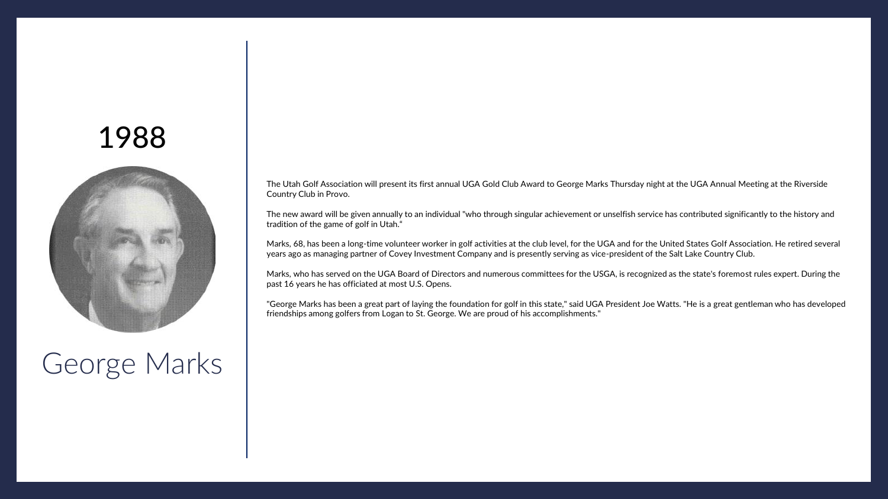# 1988

## George Marks

The Utah Golf Association will present its first annual UGA Gold Club Award to George Marks Thursday night at the UGA Annual Meeting at the Riverside Country Club in Provo.

The new award will be given annually to an individual "who through singular achievement or unselfish service has contributed significantly to the history and tradition of the game of golf in Utah."

Marks, 68, has been a long-time volunteer worker in golf activities at the club level, for the UGA and for the United States Golf Association. He retired several years ago as managing partner of Covey Investment Company and is presently serving as vice-president of the Salt Lake Country Club.

Marks, who has served on the UGA Board of Directors and numerous committees for the USGA, is recognized as the state's foremost rules expert. During the past 16 years he has officiated at most U.S. Opens.

"George Marks has been a great part of laying the foundation for golf in this state," said UGA President Joe Watts. "He is a great gentleman who has developed friendships among golfers from Logan to St. George. We are proud of his accomplishments."